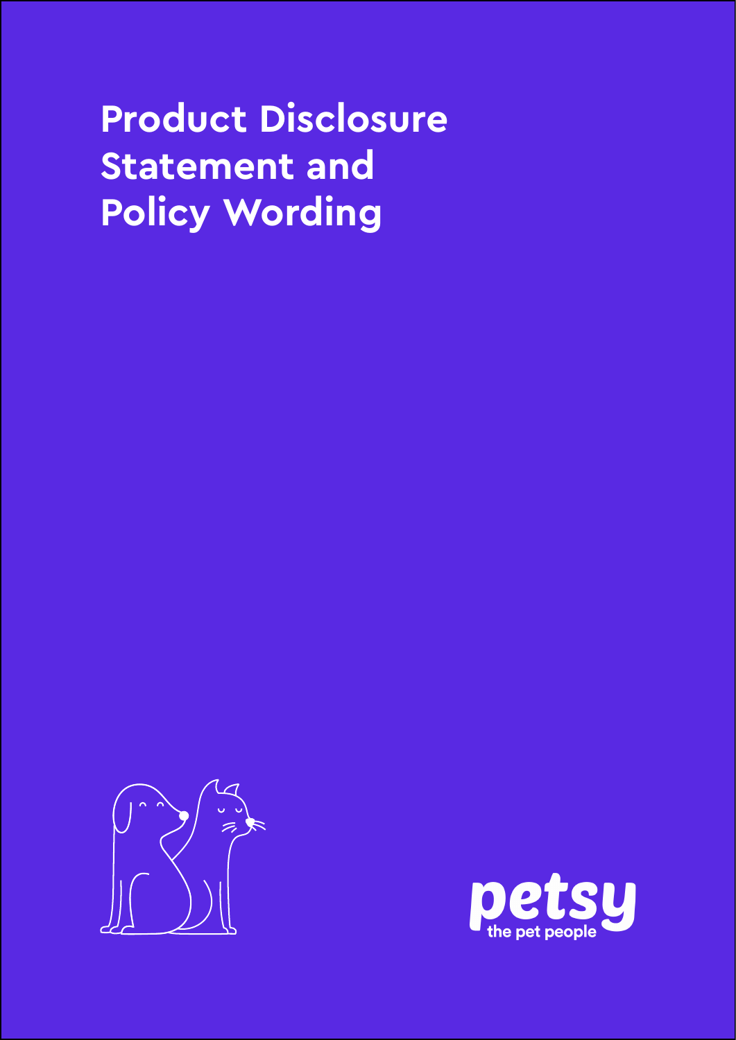# Product Disclosure Statement and Policy Wording

petsy
the pet people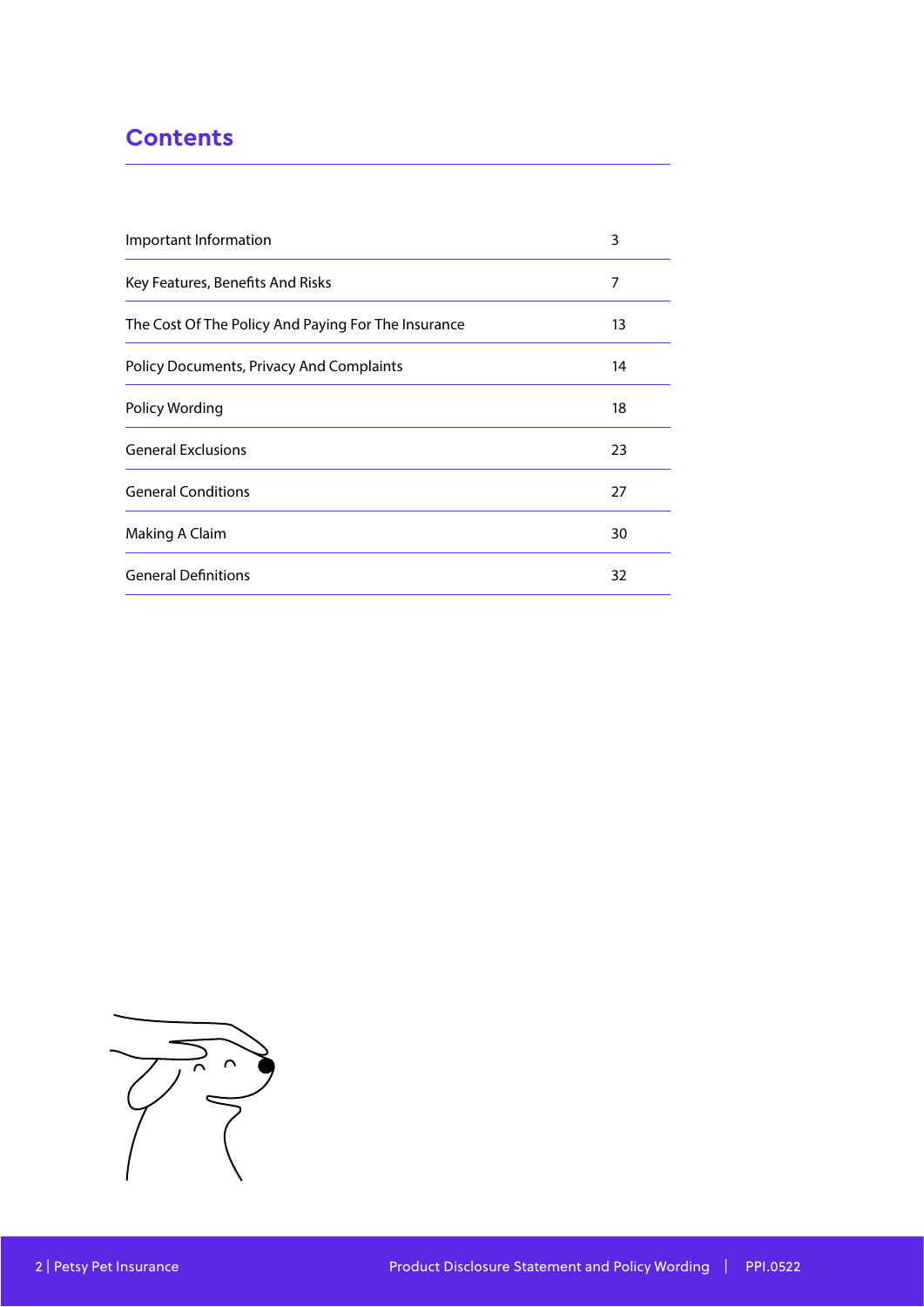# Contents

| | |
|---|---|
| Important Information | 3 |
| Key Features, Benefits And Risks | 7 |
| The Cost Of The Policy And Paying For The Insurance | 13 |
| Policy Documents, Privacy And Complaints | 14 |
| Policy Wording | 18 |
| General Exclusions | 23 |
| General Conditions | 27 |
| Making A Claim | 30 |
| General Definitions | 32 |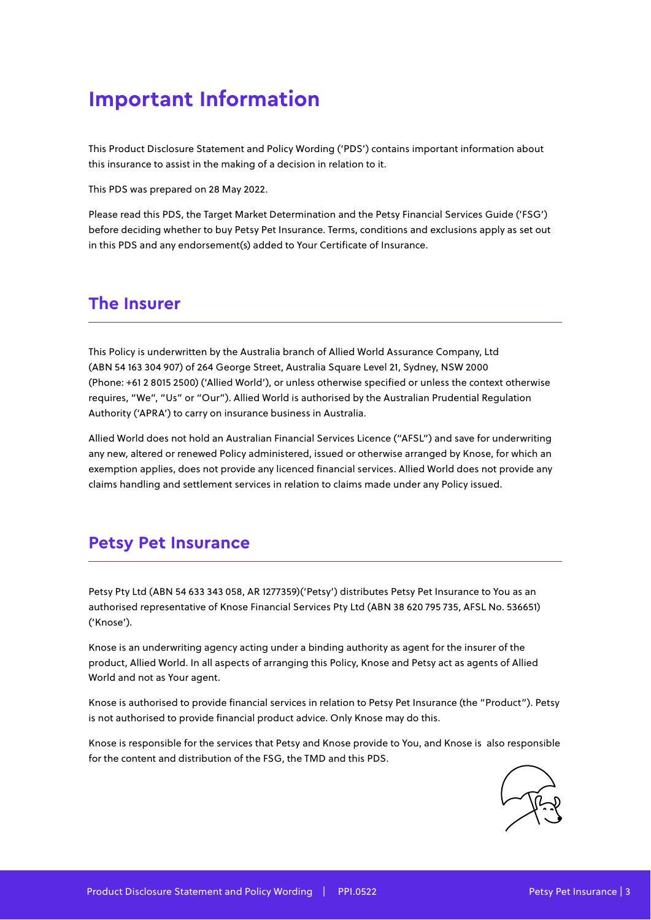# Important Information

This Product Disclosure Statement and Policy Wording ('PDS') contains important information about this insurance to assist in the making of a decision in relation to it.

This PDS was prepared on 28 May 2022.

Please read this PDS, the Target Market Determination and the Petsy Financial Services Guide ('FSG') before deciding whether to buy Petsy Pet Insurance. Terms, conditions and exclusions apply as set out in this PDS and any endorsement(s) added to Your Certificate of Insurance.

## The Insurer

This Policy is underwritten by the Australia branch of Allied World Assurance Company, Ltd (ABN 54 163 304 907) of 264 George Street, Australia Square Level 21, Sydney, NSW 2000 (Phone: +61 2 8015 2500) ('Allied World'), or unless otherwise specified or unless the context otherwise requires, "We", "Us" or "Our"). Allied World is authorised by the Australian Prudential Regulation Authority ('APRA') to carry on insurance business in Australia.

Allied World does not hold an Australian Financial Services Licence ("AFSL") and save for underwriting any new, altered or renewed Policy administered, issued or otherwise arranged by Knose, for which an exemption applies, does not provide any licenced financial services. Allied World does not provide any claims handling and settlement services in relation to claims made under any Policy issued.

## Petsy Pet Insurance

Petsy Pty Ltd (ABN 54 633 343 058, AR 1277359)('Petsy') distributes Petsy Pet Insurance to You as an authorised representative of Knose Financial Services Pty Ltd (ABN 38 620 795 735, AFSL No. 536651) ('Knose').

Knose is an underwriting agency acting under a binding authority as agent for the insurer of the product, Allied World. In all aspects of arranging this Policy, Knose and Petsy act as agents of Allied World and not as Your agent.

Knose is authorised to provide financial services in relation to Petsy Pet Insurance (the "Product"). Petsy is not authorised to provide financial product advice. Only Knose may do this.

Knose is responsible for the services that Petsy and Knose provide to You, and Knose is also responsible for the content and distribution of the FSG, the TMD and this PDS.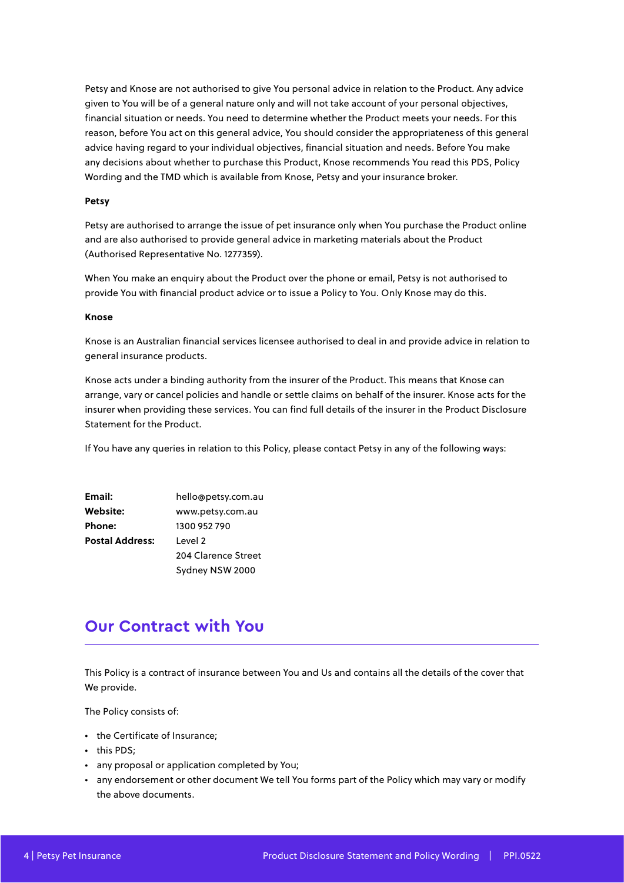Petsy and Knose are not authorised to give You personal advice in relation to the Product. Any advice given to You will be of a general nature only and will not take account of your personal objectives, financial situation or needs. You need to determine whether the Product meets your needs. For this reason, before You act on this general advice, You should consider the appropriateness of this general advice having regard to your individual objectives, financial situation and needs. Before You make any decisions about whether to purchase this Product, Knose recommends You read this PDS, Policy Wording and the TMD which is available from Knose, Petsy and your insurance broker.

**Petsy**

Petsy are authorised to arrange the issue of pet insurance only when You purchase the Product online and are also authorised to provide general advice in marketing materials about the Product (Authorised Representative No. 1277359).

When You make an enquiry about the Product over the phone or email, Petsy is not authorised to provide You with financial product advice or to issue a Policy to You. Only Knose may do this.

**Knose**

Knose is an Australian financial services licensee authorised to deal in and provide advice in relation to general insurance products.

Knose acts under a binding authority from the insurer of the Product. This means that Knose can arrange, vary or cancel policies and handle or settle claims on behalf of the insurer. Knose acts for the insurer when providing these services. You can find full details of the insurer in the Product Disclosure Statement for the Product.

If You have any queries in relation to this Policy, please contact Petsy in any of the following ways:

| | |
|---|---|
| **Email:** | hello@petsy.com.au |
| **Website:** | www.petsy.com.au |
| **Phone:** | 1300 952 790 |
| **Postal Address:** | Level 2<br>204 Clarence Street<br>Sydney NSW 2000 |

## Our Contract with You

This Policy is a contract of insurance between You and Us and contains all the details of the cover that We provide.

The Policy consists of:

- the Certificate of Insurance;
- this PDS;
- any proposal or application completed by You;
- any endorsement or other document We tell You forms part of the Policy which may vary or modify the above documents.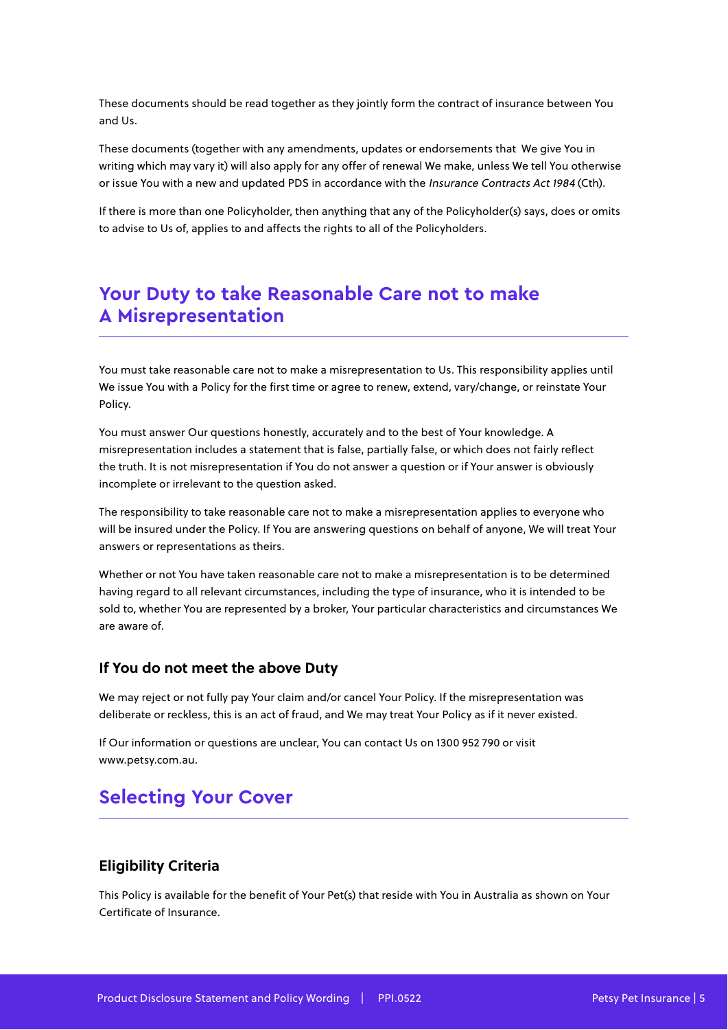These documents should be read together as they jointly form the contract of insurance between You and Us.

These documents (together with any amendments, updates or endorsements that We give You in writing which may vary it) will also apply for any offer of renewal We make, unless We tell You otherwise or issue You with a new and updated PDS in accordance with the *Insurance Contracts Act 1984* (Cth).

If there is more than one Policyholder, then anything that any of the Policyholder(s) says, does or omits to advise to Us of, applies to and affects the rights to all of the Policyholders.

## Your Duty to take Reasonable Care not to make A Misrepresentation

You must take reasonable care not to make a misrepresentation to Us. This responsibility applies until We issue You with a Policy for the first time or agree to renew, extend, vary/change, or reinstate Your Policy.

You must answer Our questions honestly, accurately and to the best of Your knowledge. A misrepresentation includes a statement that is false, partially false, or which does not fairly reflect the truth. It is not misrepresentation if You do not answer a question or if Your answer is obviously incomplete or irrelevant to the question asked.

The responsibility to take reasonable care not to make a misrepresentation applies to everyone who will be insured under the Policy. If You are answering questions on behalf of anyone, We will treat Your answers or representations as theirs.

Whether or not You have taken reasonable care not to make a misrepresentation is to be determined having regard to all relevant circumstances, including the type of insurance, who it is intended to be sold to, whether You are represented by a broker, Your particular characteristics and circumstances We are aware of.

### If You do not meet the above Duty

We may reject or not fully pay Your claim and/or cancel Your Policy. If the misrepresentation was deliberate or reckless, this is an act of fraud, and We may treat Your Policy as if it never existed.

If Our information or questions are unclear, You can contact Us on 1300 952 790 or visit www.petsy.com.au.

## Selecting Your Cover

### Eligibility Criteria

This Policy is available for the benefit of Your Pet(s) that reside with You in Australia as shown on Your Certificate of Insurance.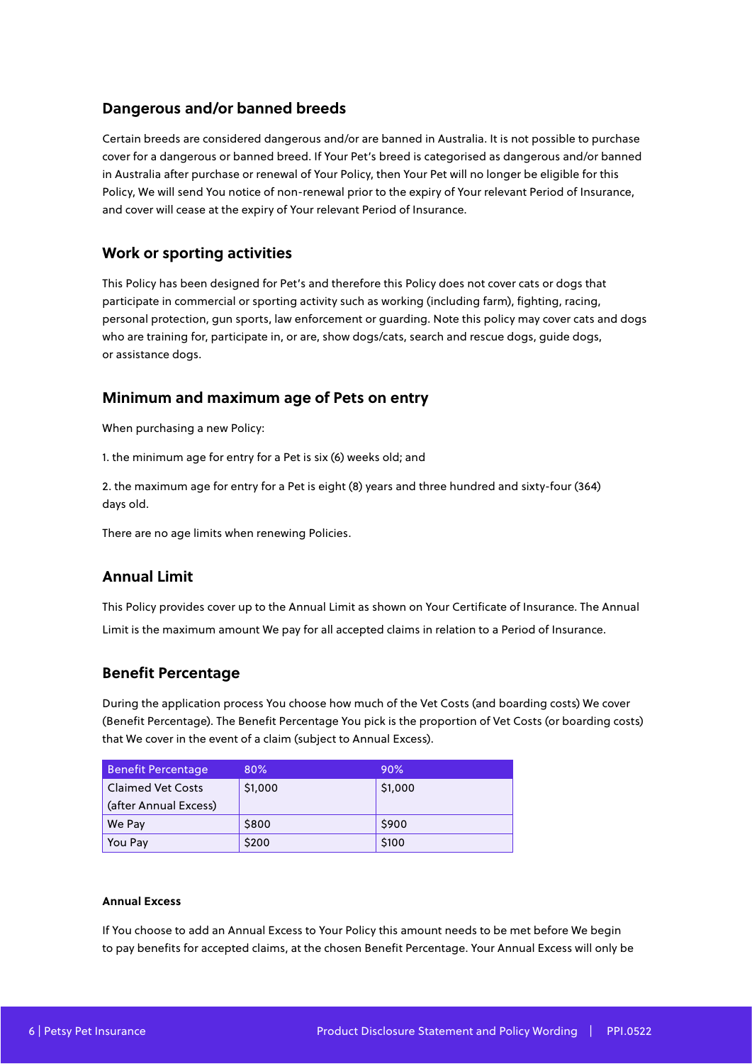## Dangerous and/or banned breeds

Certain breeds are considered dangerous and/or are banned in Australia. It is not possible to purchase cover for a dangerous or banned breed. If Your Pet's breed is categorised as dangerous and/or banned in Australia after purchase or renewal of Your Policy, then Your Pet will no longer be eligible for this Policy, We will send You notice of non-renewal prior to the expiry of Your relevant Period of Insurance, and cover will cease at the expiry of Your relevant Period of Insurance.

## Work or sporting activities

This Policy has been designed for Pet's and therefore this Policy does not cover cats or dogs that participate in commercial or sporting activity such as working (including farm), fighting, racing, personal protection, gun sports, law enforcement or guarding. Note this policy may cover cats and dogs who are training for, participate in, or are, show dogs/cats, search and rescue dogs, guide dogs, or assistance dogs.

## Minimum and maximum age of Pets on entry

When purchasing a new Policy:

1. the minimum age for entry for a Pet is six (6) weeks old; and

2. the maximum age for entry for a Pet is eight (8) years and three hundred and sixty-four (364) days old.

There are no age limits when renewing Policies.

## Annual Limit

This Policy provides cover up to the Annual Limit as shown on Your Certificate of Insurance. The Annual Limit is the maximum amount We pay for all accepted claims in relation to a Period of Insurance.

## Benefit Percentage

During the application process You choose how much of the Vet Costs (and boarding costs) We cover (Benefit Percentage). The Benefit Percentage You pick is the proportion of Vet Costs (or boarding costs) that We cover in the event of a claim (subject to Annual Excess).

| Benefit Percentage | 80% | 90% |
|---|---|---|
| Claimed Vet Costs (after Annual Excess) | $1,000 | $1,000 |
| We Pay | $800 | $900 |
| You Pay | $200 | $100 |

#### Annual Excess

If You choose to add an Annual Excess to Your Policy this amount needs to be met before We begin to pay benefits for accepted claims, at the chosen Benefit Percentage. Your Annual Excess will only be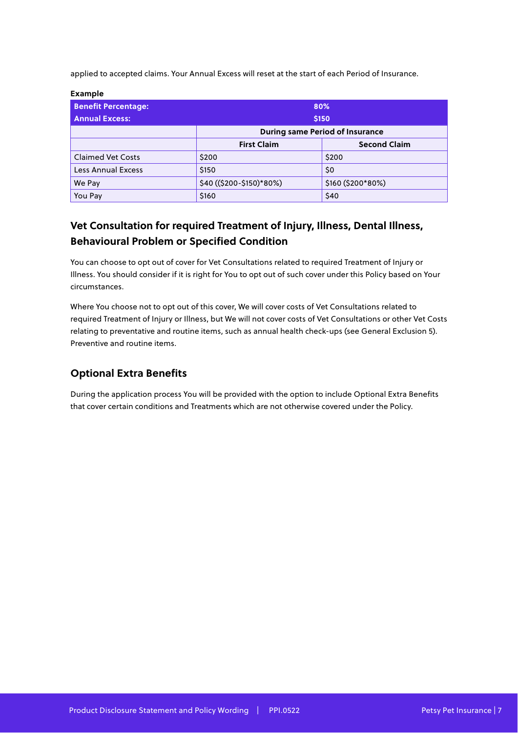applied to accepted claims. Your Annual Excess will reset at the start of each Period of Insurance.

**Example**

| **Benefit Percentage:** | **80%** | |
|---|---|---|
| **Annual Excess:** | **$150** | |
| | **During same Period of Insurance** | |
| | **First Claim** | **Second Claim** |
| Claimed Vet Costs | $200 | $200 |
| Less Annual Excess | $150 | $0 |
| We Pay | $40 (($200-$150)*80%) | $160 ($200*80%) |
| You Pay | $160 | $40 |

## Vet Consultation for required Treatment of Injury, Illness, Dental Illness, Behavioural Problem or Specified Condition

You can choose to opt out of cover for Vet Consultations related to required Treatment of Injury or Illness. You should consider if it is right for You to opt out of such cover under this Policy based on Your circumstances.

Where You choose not to opt out of this cover, We will cover costs of Vet Consultations related to required Treatment of Injury or Illness, but We will not cover costs of Vet Consultations or other Vet Costs relating to preventative and routine items, such as annual health check-ups (see General Exclusion 5). Preventive and routine items.

## Optional Extra Benefits

During the application process You will be provided with the option to include Optional Extra Benefits that cover certain conditions and Treatments which are not otherwise covered under the Policy.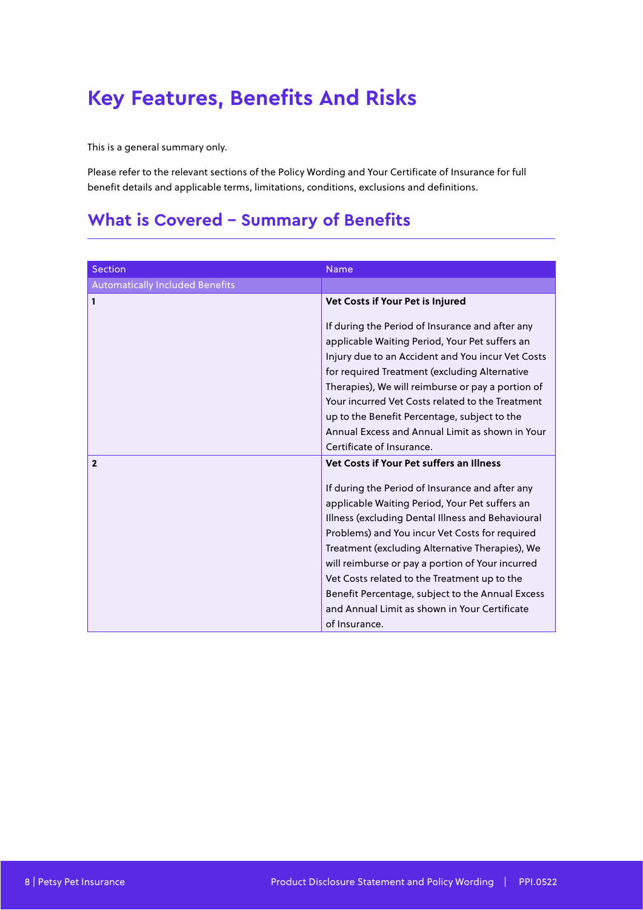# Key Features, Benefits And Risks

This is a general summary only.

Please refer to the relevant sections of the Policy Wording and Your Certificate of Insurance for full benefit details and applicable terms, limitations, conditions, exclusions and definitions.

## What is Covered – Summary of Benefits

| Section | Name |
|---|---|
| Automatically Included Benefits | |
| **1** | **Vet Costs if Your Pet is Injured**<br><br>If during the Period of Insurance and after any applicable Waiting Period, Your Pet suffers an Injury due to an Accident and You incur Vet Costs for required Treatment (excluding Alternative Therapies), We will reimburse or pay a portion of Your incurred Vet Costs related to the Treatment up to the Benefit Percentage, subject to the Annual Excess and Annual Limit as shown in Your Certificate of Insurance. |
| **2** | **Vet Costs if Your Pet suffers an Illness**<br><br>If during the Period of Insurance and after any applicable Waiting Period, Your Pet suffers an Illness (excluding Dental Illness and Behavioural Problems) and You incur Vet Costs for required Treatment (excluding Alternative Therapies), We will reimburse or pay a portion of Your incurred Vet Costs related to the Treatment up to the Benefit Percentage, subject to the Annual Excess and Annual Limit as shown in Your Certificate of Insurance. |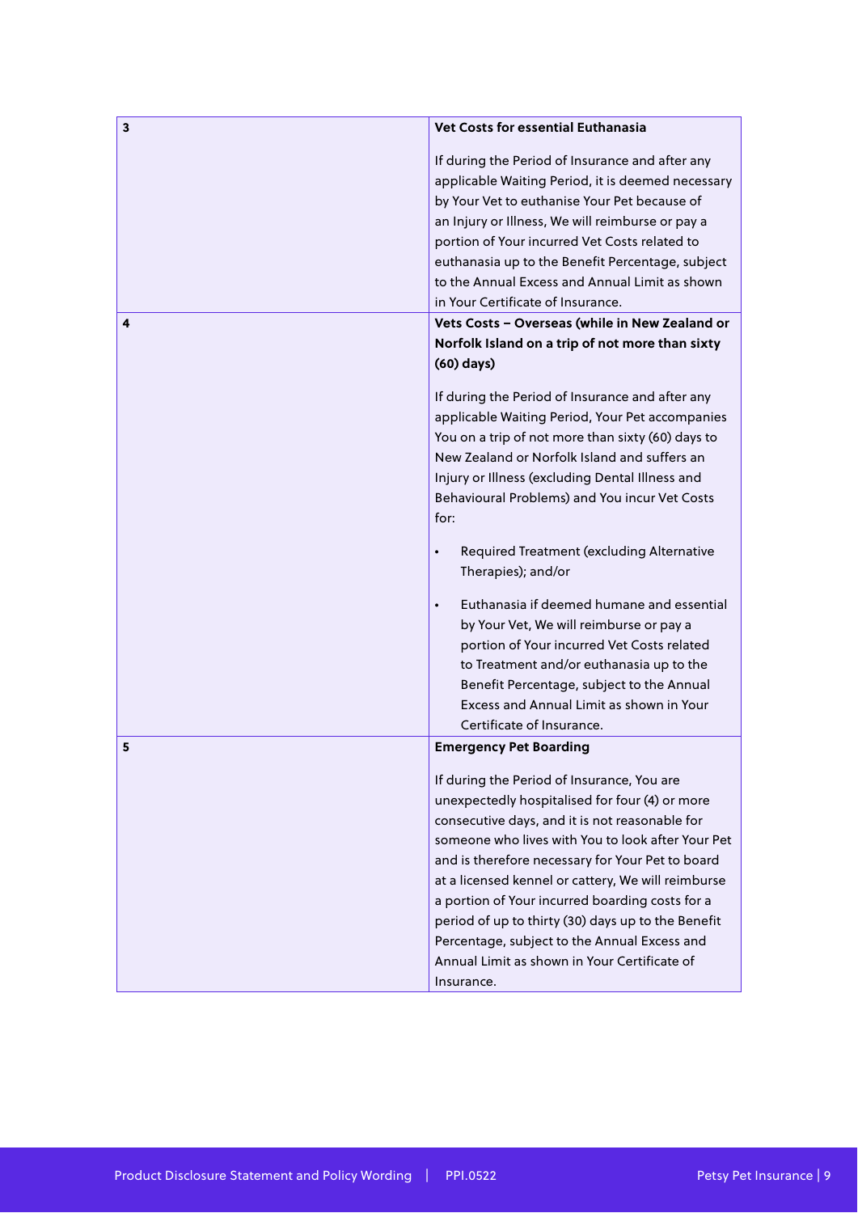| | |
|---|---|
| **3** | **Vet Costs for essential Euthanasia**<br><br>If during the Period of Insurance and after any applicable Waiting Period, it is deemed necessary by Your Vet to euthanise Your Pet because of an Injury or Illness, We will reimburse or pay a portion of Your incurred Vet Costs related to euthanasia up to the Benefit Percentage, subject to the Annual Excess and Annual Limit as shown in Your Certificate of Insurance. |
| **4** | **Vets Costs – Overseas (while in New Zealand or Norfolk Island on a trip of not more than sixty (60) days)**<br><br>If during the Period of Insurance and after any applicable Waiting Period, Your Pet accompanies You on a trip of not more than sixty (60) days to New Zealand or Norfolk Island and suffers an Injury or Illness (excluding Dental Illness and Behavioural Problems) and You incur Vet Costs for:<br><br>• Required Treatment (excluding Alternative Therapies); and/or<br><br>• Euthanasia if deemed humane and essential by Your Vet, We will reimburse or pay a portion of Your incurred Vet Costs related to Treatment and/or euthanasia up to the Benefit Percentage, subject to the Annual Excess and Annual Limit as shown in Your Certificate of Insurance. |
| **5** | **Emergency Pet Boarding**<br><br>If during the Period of Insurance, You are unexpectedly hospitalised for four (4) or more consecutive days, and it is not reasonable for someone who lives with You to look after Your Pet and is therefore necessary for Your Pet to board at a licensed kennel or cattery, We will reimburse a portion of Your incurred boarding costs for a period of up to thirty (30) days up to the Benefit Percentage, subject to the Annual Excess and Annual Limit as shown in Your Certificate of Insurance. |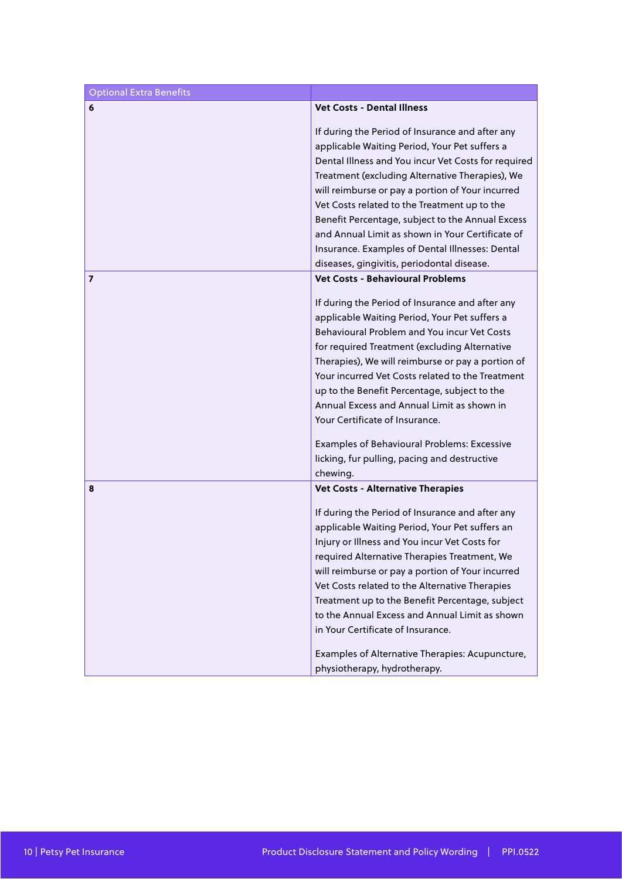| Optional Extra Benefits | |
|---|---|
| **6** | **Vet Costs - Dental Illness**<br><br>If during the Period of Insurance and after any applicable Waiting Period, Your Pet suffers a Dental Illness and You incur Vet Costs for required Treatment (excluding Alternative Therapies), We will reimburse or pay a portion of Your incurred Vet Costs related to the Treatment up to the Benefit Percentage, subject to the Annual Excess and Annual Limit as shown in Your Certificate of Insurance. Examples of Dental Illnesses: Dental diseases, gingivitis, periodontal disease. |
| **7** | **Vet Costs - Behavioural Problems**<br><br>If during the Period of Insurance and after any applicable Waiting Period, Your Pet suffers a Behavioural Problem and You incur Vet Costs for required Treatment (excluding Alternative Therapies), We will reimburse or pay a portion of Your incurred Vet Costs related to the Treatment up to the Benefit Percentage, subject to the Annual Excess and Annual Limit as shown in Your Certificate of Insurance.<br><br>Examples of Behavioural Problems: Excessive licking, fur pulling, pacing and destructive chewing. |
| **8** | **Vet Costs - Alternative Therapies**<br><br>If during the Period of Insurance and after any applicable Waiting Period, Your Pet suffers an Injury or Illness and You incur Vet Costs for required Alternative Therapies Treatment, We will reimburse or pay a portion of Your incurred Vet Costs related to the Alternative Therapies Treatment up to the Benefit Percentage, subject to the Annual Excess and Annual Limit as shown in Your Certificate of Insurance.<br><br>Examples of Alternative Therapies: Acupuncture, physiotherapy, hydrotherapy. |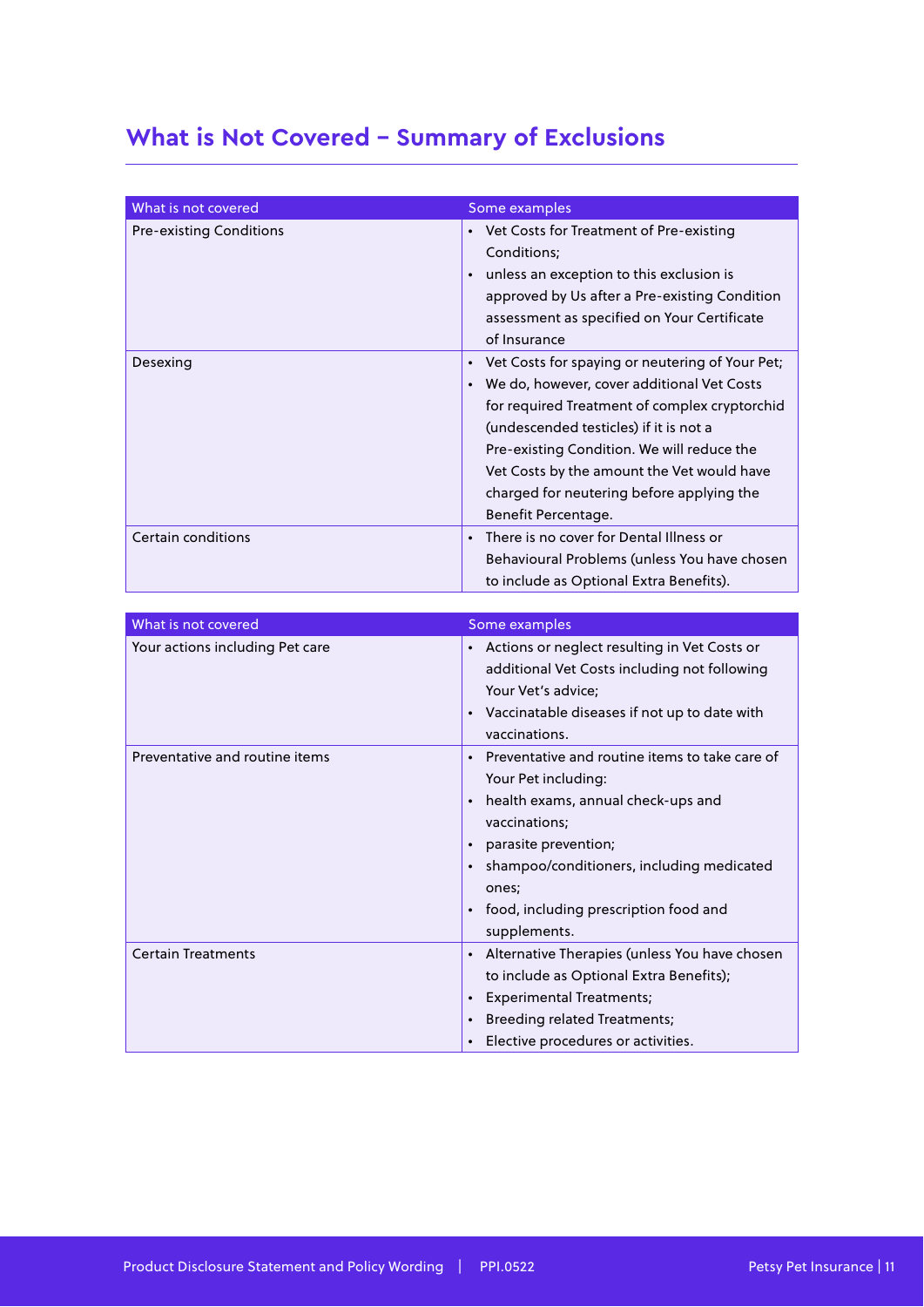## What is Not Covered – Summary of Exclusions

| What is not covered | Some examples |
|---|---|
| Pre-existing Conditions | • Vet Costs for Treatment of Pre-existing Conditions;<br>• unless an exception to this exclusion is approved by Us after a Pre-existing Condition assessment as specified on Your Certificate of Insurance |
| Desexing | • Vet Costs for spaying or neutering of Your Pet;<br>• We do, however, cover additional Vet Costs for required Treatment of complex cryptorchid (undescended testicles) if it is not a Pre-existing Condition. We will reduce the Vet Costs by the amount the Vet would have charged for neutering before applying the Benefit Percentage. |
| Certain conditions | • There is no cover for Dental Illness or Behavioural Problems (unless You have chosen to include as Optional Extra Benefits). |

| What is not covered | Some examples |
|---|---|
| Your actions including Pet care | • Actions or neglect resulting in Vet Costs or additional Vet Costs including not following Your Vet's advice;<br>• Vaccinatable diseases if not up to date with vaccinations. |
| Preventative and routine items | • Preventative and routine items to take care of Your Pet including:<br>• health exams, annual check-ups and vaccinations;<br>• parasite prevention;<br>• shampoo/conditioners, including medicated ones;<br>• food, including prescription food and supplements. |
| Certain Treatments | • Alternative Therapies (unless You have chosen to include as Optional Extra Benefits);<br>• Experimental Treatments;<br>• Breeding related Treatments;<br>• Elective procedures or activities. |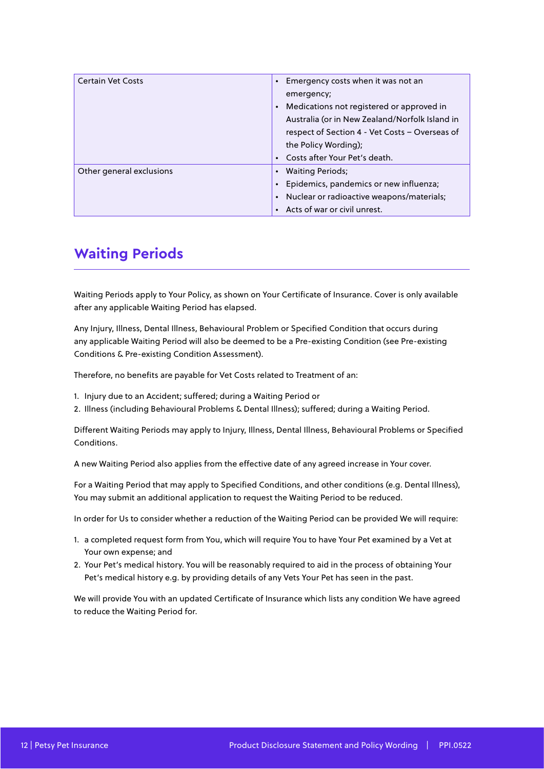| Certain Vet Costs | • Emergency costs when it was not an emergency;<br>• Medications not registered or approved in Australia (or in New Zealand/Norfolk Island in respect of Section 4 - Vet Costs – Overseas of the Policy Wording);<br>• Costs after Your Pet's death. |
|---|---|
| Other general exclusions | • Waiting Periods;<br>• Epidemics, pandemics or new influenza;<br>• Nuclear or radioactive weapons/materials;<br>• Acts of war or civil unrest. |

## Waiting Periods

Waiting Periods apply to Your Policy, as shown on Your Certificate of Insurance. Cover is only available after any applicable Waiting Period has elapsed.

Any Injury, Illness, Dental Illness, Behavioural Problem or Specified Condition that occurs during any applicable Waiting Period will also be deemed to be a Pre-existing Condition (see Pre-existing Conditions & Pre-existing Condition Assessment).

Therefore, no benefits are payable for Vet Costs related to Treatment of an:

1. Injury due to an Accident; suffered; during a Waiting Period or
2. Illness (including Behavioural Problems & Dental Illness); suffered; during a Waiting Period.

Different Waiting Periods may apply to Injury, Illness, Dental Illness, Behavioural Problems or Specified Conditions.

A new Waiting Period also applies from the effective date of any agreed increase in Your cover.

For a Waiting Period that may apply to Specified Conditions, and other conditions (e.g. Dental Illness), You may submit an additional application to request the Waiting Period to be reduced.

In order for Us to consider whether a reduction of the Waiting Period can be provided We will require:

1. a completed request form from You, which will require You to have Your Pet examined by a Vet at Your own expense; and
2. Your Pet's medical history. You will be reasonably required to aid in the process of obtaining Your Pet's medical history e.g. by providing details of any Vets Your Pet has seen in the past.

We will provide You with an updated Certificate of Insurance which lists any condition We have agreed to reduce the Waiting Period for.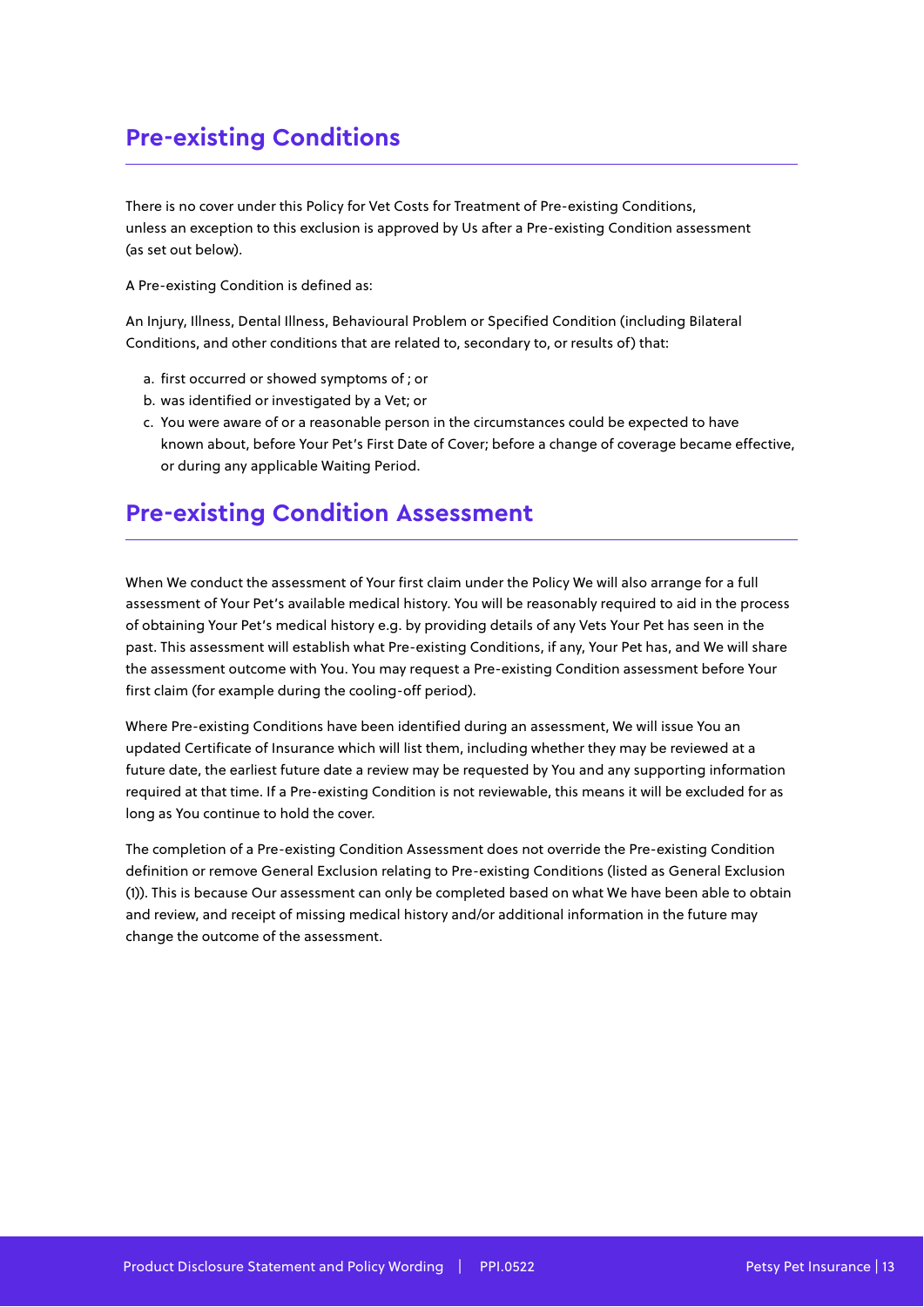## Pre-existing Conditions

There is no cover under this Policy for Vet Costs for Treatment of Pre-existing Conditions, unless an exception to this exclusion is approved by Us after a Pre-existing Condition assessment (as set out below).

A Pre-existing Condition is defined as:

An Injury, Illness, Dental Illness, Behavioural Problem or Specified Condition (including Bilateral Conditions, and other conditions that are related to, secondary to, or results of) that:

a. first occurred or showed symptoms of ; or
b. was identified or investigated by a Vet; or
c. You were aware of or a reasonable person in the circumstances could be expected to have known about, before Your Pet's First Date of Cover; before a change of coverage became effective, or during any applicable Waiting Period.

## Pre-existing Condition Assessment

When We conduct the assessment of Your first claim under the Policy We will also arrange for a full assessment of Your Pet's available medical history. You will be reasonably required to aid in the process of obtaining Your Pet's medical history e.g. by providing details of any Vets Your Pet has seen in the past. This assessment will establish what Pre-existing Conditions, if any, Your Pet has, and We will share the assessment outcome with You. You may request a Pre-existing Condition assessment before Your first claim (for example during the cooling-off period).

Where Pre-existing Conditions have been identified during an assessment, We will issue You an updated Certificate of Insurance which will list them, including whether they may be reviewed at a future date, the earliest future date a review may be requested by You and any supporting information required at that time. If a Pre-existing Condition is not reviewable, this means it will be excluded for as long as You continue to hold the cover.

The completion of a Pre-existing Condition Assessment does not override the Pre-existing Condition definition or remove General Exclusion relating to Pre-existing Conditions (listed as General Exclusion (1)). This is because Our assessment can only be completed based on what We have been able to obtain and review, and receipt of missing medical history and/or additional information in the future may change the outcome of the assessment.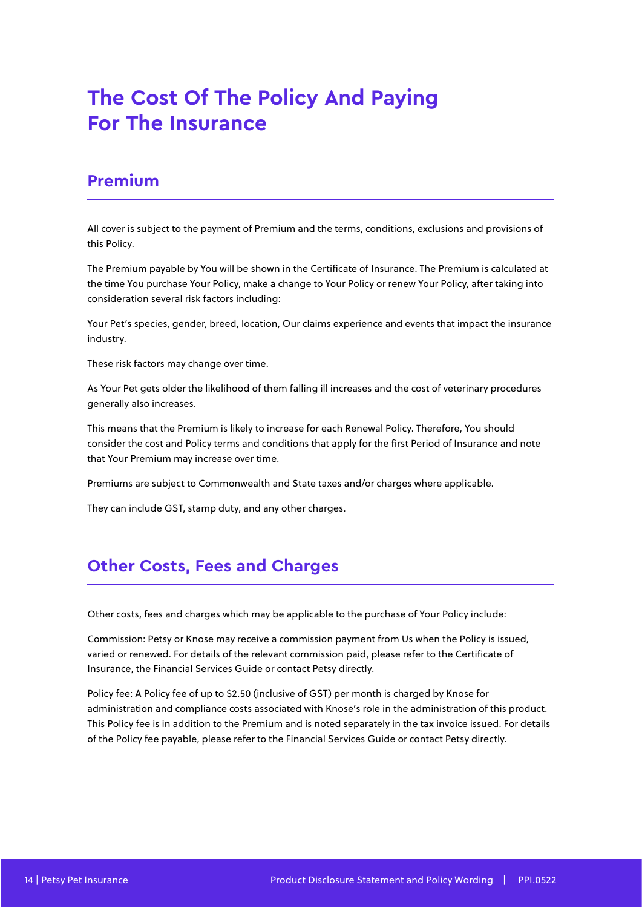# The Cost Of The Policy And Paying For The Insurance

## Premium

All cover is subject to the payment of Premium and the terms, conditions, exclusions and provisions of this Policy.

The Premium payable by You will be shown in the Certificate of Insurance. The Premium is calculated at the time You purchase Your Policy, make a change to Your Policy or renew Your Policy, after taking into consideration several risk factors including:

Your Pet's species, gender, breed, location, Our claims experience and events that impact the insurance industry.

These risk factors may change over time.

As Your Pet gets older the likelihood of them falling ill increases and the cost of veterinary procedures generally also increases.

This means that the Premium is likely to increase for each Renewal Policy. Therefore, You should consider the cost and Policy terms and conditions that apply for the first Period of Insurance and note that Your Premium may increase over time.

Premiums are subject to Commonwealth and State taxes and/or charges where applicable.

They can include GST, stamp duty, and any other charges.

## Other Costs, Fees and Charges

Other costs, fees and charges which may be applicable to the purchase of Your Policy include:

Commission: Petsy or Knose may receive a commission payment from Us when the Policy is issued, varied or renewed. For details of the relevant commission paid, please refer to the Certificate of Insurance, the Financial Services Guide or contact Petsy directly.

Policy fee: A Policy fee of up to $2.50 (inclusive of GST) per month is charged by Knose for administration and compliance costs associated with Knose's role in the administration of this product. This Policy fee is in addition to the Premium and is noted separately in the tax invoice issued. For details of the Policy fee payable, please refer to the Financial Services Guide or contact Petsy directly.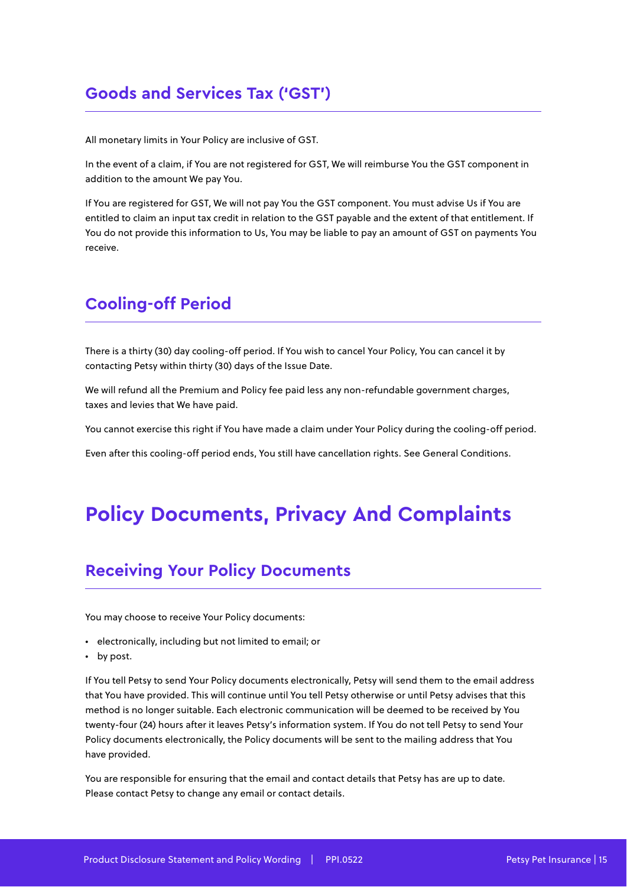## Goods and Services Tax ('GST')

All monetary limits in Your Policy are inclusive of GST.

In the event of a claim, if You are not registered for GST, We will reimburse You the GST component in addition to the amount We pay You.

If You are registered for GST, We will not pay You the GST component. You must advise Us if You are entitled to claim an input tax credit in relation to the GST payable and the extent of that entitlement. If You do not provide this information to Us, You may be liable to pay an amount of GST on payments You receive.

## Cooling-off Period

There is a thirty (30) day cooling-off period. If You wish to cancel Your Policy, You can cancel it by contacting Petsy within thirty (30) days of the Issue Date.

We will refund all the Premium and Policy fee paid less any non-refundable government charges, taxes and levies that We have paid.

You cannot exercise this right if You have made a claim under Your Policy during the cooling-off period.

Even after this cooling-off period ends, You still have cancellation rights. See General Conditions.

# Policy Documents, Privacy And Complaints

## Receiving Your Policy Documents

You may choose to receive Your Policy documents:

- electronically, including but not limited to email; or
- by post.

If You tell Petsy to send Your Policy documents electronically, Petsy will send them to the email address that You have provided. This will continue until You tell Petsy otherwise or until Petsy advises that this method is no longer suitable. Each electronic communication will be deemed to be received by You twenty-four (24) hours after it leaves Petsy's information system. If You do not tell Petsy to send Your Policy documents electronically, the Policy documents will be sent to the mailing address that You have provided.

You are responsible for ensuring that the email and contact details that Petsy has are up to date. Please contact Petsy to change any email or contact details.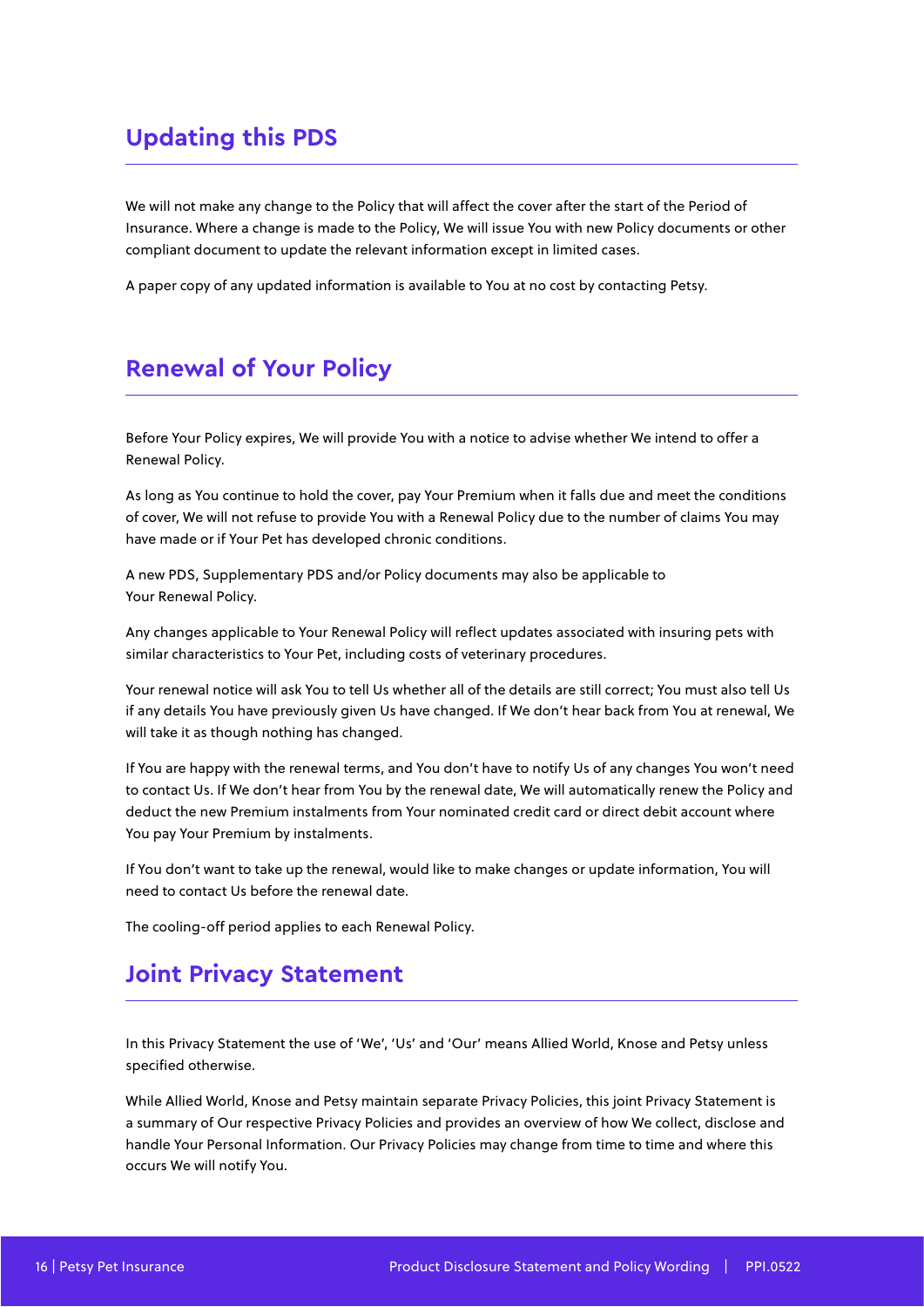## Updating this PDS

We will not make any change to the Policy that will affect the cover after the start of the Period of Insurance. Where a change is made to the Policy, We will issue You with new Policy documents or other compliant document to update the relevant information except in limited cases.

A paper copy of any updated information is available to You at no cost by contacting Petsy.

## Renewal of Your Policy

Before Your Policy expires, We will provide You with a notice to advise whether We intend to offer a Renewal Policy.

As long as You continue to hold the cover, pay Your Premium when it falls due and meet the conditions of cover, We will not refuse to provide You with a Renewal Policy due to the number of claims You may have made or if Your Pet has developed chronic conditions.

A new PDS, Supplementary PDS and/or Policy documents may also be applicable to Your Renewal Policy.

Any changes applicable to Your Renewal Policy will reflect updates associated with insuring pets with similar characteristics to Your Pet, including costs of veterinary procedures.

Your renewal notice will ask You to tell Us whether all of the details are still correct; You must also tell Us if any details You have previously given Us have changed. If We don't hear back from You at renewal, We will take it as though nothing has changed.

If You are happy with the renewal terms, and You don't have to notify Us of any changes You won't need to contact Us. If We don't hear from You by the renewal date, We will automatically renew the Policy and deduct the new Premium instalments from Your nominated credit card or direct debit account where You pay Your Premium by instalments.

If You don't want to take up the renewal, would like to make changes or update information, You will need to contact Us before the renewal date.

The cooling-off period applies to each Renewal Policy.

## Joint Privacy Statement

In this Privacy Statement the use of 'We', 'Us' and 'Our' means Allied World, Knose and Petsy unless specified otherwise.

While Allied World, Knose and Petsy maintain separate Privacy Policies, this joint Privacy Statement is a summary of Our respective Privacy Policies and provides an overview of how We collect, disclose and handle Your Personal Information. Our Privacy Policies may change from time to time and where this occurs We will notify You.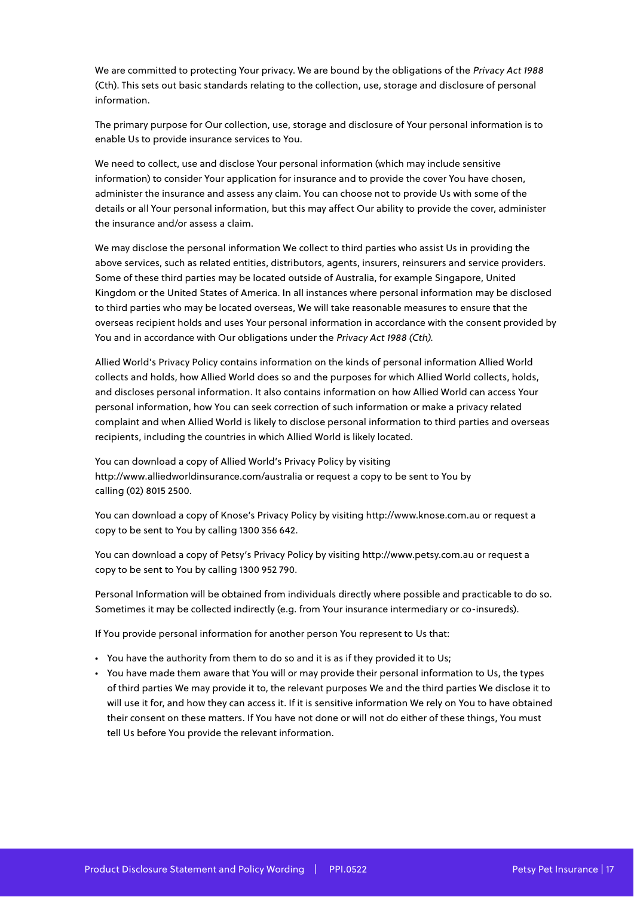We are committed to protecting Your privacy. We are bound by the obligations of the *Privacy Act 1988* (Cth). This sets out basic standards relating to the collection, use, storage and disclosure of personal information.

The primary purpose for Our collection, use, storage and disclosure of Your personal information is to enable Us to provide insurance services to You.

We need to collect, use and disclose Your personal information (which may include sensitive information) to consider Your application for insurance and to provide the cover You have chosen, administer the insurance and assess any claim. You can choose not to provide Us with some of the details or all Your personal information, but this may affect Our ability to provide the cover, administer the insurance and/or assess a claim.

We may disclose the personal information We collect to third parties who assist Us in providing the above services, such as related entities, distributors, agents, insurers, reinsurers and service providers. Some of these third parties may be located outside of Australia, for example Singapore, United Kingdom or the United States of America. In all instances where personal information may be disclosed to third parties who may be located overseas, We will take reasonable measures to ensure that the overseas recipient holds and uses Your personal information in accordance with the consent provided by You and in accordance with Our obligations under the *Privacy Act 1988 (Cth).*

Allied World's Privacy Policy contains information on the kinds of personal information Allied World collects and holds, how Allied World does so and the purposes for which Allied World collects, holds, and discloses personal information. It also contains information on how Allied World can access Your personal information, how You can seek correction of such information or make a privacy related complaint and when Allied World is likely to disclose personal information to third parties and overseas recipients, including the countries in which Allied World is likely located.

You can download a copy of Allied World's Privacy Policy by visiting http://www.alliedworldinsurance.com/australia or request a copy to be sent to You by calling (02) 8015 2500.

You can download a copy of Knose's Privacy Policy by visiting http://www.knose.com.au or request a copy to be sent to You by calling 1300 356 642.

You can download a copy of Petsy's Privacy Policy by visiting http://www.petsy.com.au or request a copy to be sent to You by calling 1300 952 790.

Personal Information will be obtained from individuals directly where possible and practicable to do so. Sometimes it may be collected indirectly (e.g. from Your insurance intermediary or co-insureds).

If You provide personal information for another person You represent to Us that:

- You have the authority from them to do so and it is as if they provided it to Us;
- You have made them aware that You will or may provide their personal information to Us, the types of third parties We may provide it to, the relevant purposes We and the third parties We disclose it to will use it for, and how they can access it. If it is sensitive information We rely on You to have obtained their consent on these matters. If You have not done or will not do either of these things, You must tell Us before You provide the relevant information.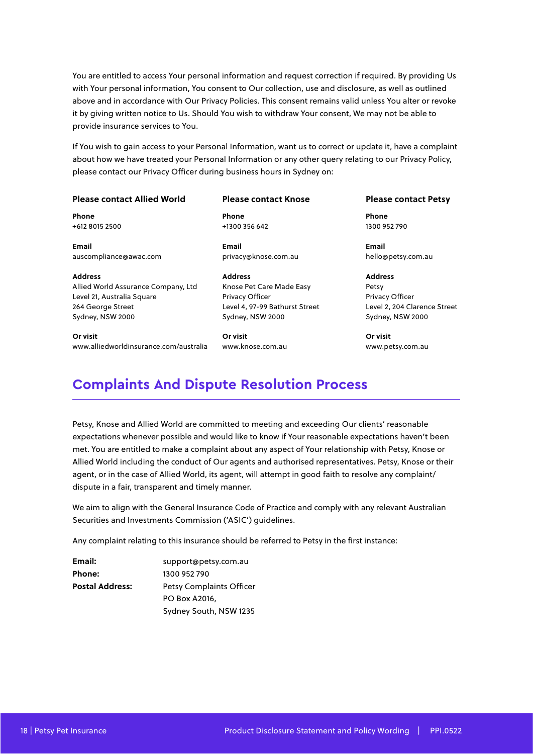You are entitled to access Your personal information and request correction if required. By providing Us with Your personal information, You consent to Our collection, use and disclosure, as well as outlined above and in accordance with Our Privacy Policies. This consent remains valid unless You alter or revoke it by giving written notice to Us. Should You wish to withdraw Your consent, We may not be able to provide insurance services to You.

If You wish to gain access to your Personal Information, want us to correct or update it, have a complaint about how we have treated your Personal Information or any other query relating to our Privacy Policy, please contact our Privacy Officer during business hours in Sydney on:

**Please contact Allied World**

**Phone**
+612 8015 2500

**Email**
auscompliance@awac.com

**Address**
Allied World Assurance Company, Ltd
Level 21, Australia Square
264 George Street
Sydney, NSW 2000

**Or visit**
www.alliedworldinsurance.com/australia

**Please contact Knose**

**Phone**
+1300 356 642

**Email**
privacy@knose.com.au

**Address**
Knose Pet Care Made Easy
Privacy Officer
Level 4, 97-99 Bathurst Street
Sydney, NSW 2000

**Or visit**
www.knose.com.au

**Please contact Petsy**

**Phone**
1300 952 790

**Email**
hello@petsy.com.au

**Address**
Petsy
Privacy Officer
Level 2, 204 Clarence Street
Sydney, NSW 2000

**Or visit**
www.petsy.com.au

## Complaints And Dispute Resolution Process

Petsy, Knose and Allied World are committed to meeting and exceeding Our clients' reasonable expectations whenever possible and would like to know if Your reasonable expectations haven't been met. You are entitled to make a complaint about any aspect of Your relationship with Petsy, Knose or Allied World including the conduct of Our agents and authorised representatives. Petsy, Knose or their agent, or in the case of Allied World, its agent, will attempt in good faith to resolve any complaint/dispute in a fair, transparent and timely manner.

We aim to align with the General Insurance Code of Practice and comply with any relevant Australian Securities and Investments Commission ('ASIC') guidelines.

Any complaint relating to this insurance should be referred to Petsy in the first instance:

**Email:** support@petsy.com.au
**Phone:** 1300 952 790
**Postal Address:** Petsy Complaints Officer
PO Box A2016,
Sydney South, NSW 1235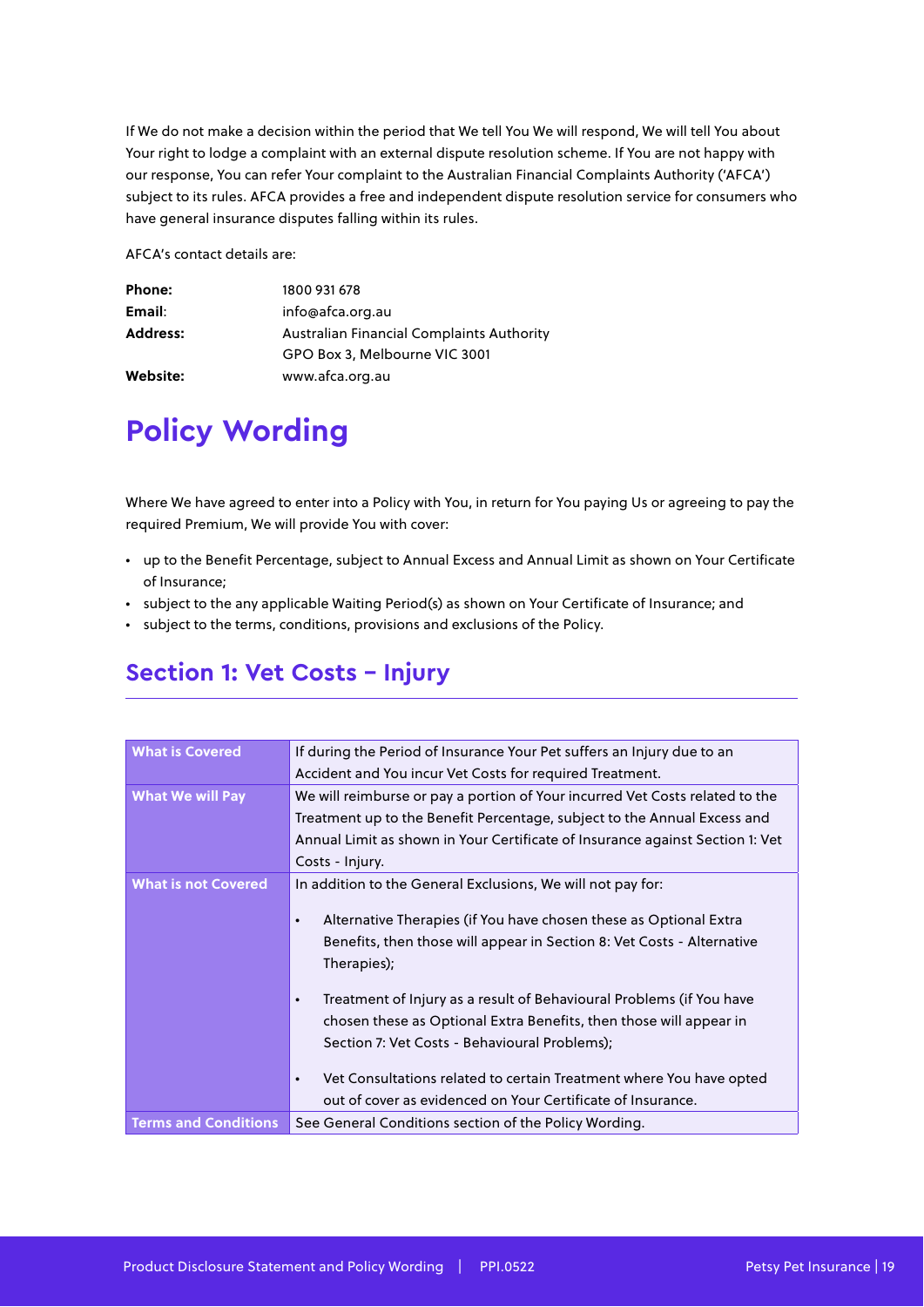If We do not make a decision within the period that We tell You We will respond, We will tell You about Your right to lodge a complaint with an external dispute resolution scheme. If You are not happy with our response, You can refer Your complaint to the Australian Financial Complaints Authority ('AFCA') subject to its rules. AFCA provides a free and independent dispute resolution service for consumers who have general insurance disputes falling within its rules.

AFCA's contact details are:

| | |
|---|---|
| **Phone:** | 1800 931 678 |
| **Email:** | info@afca.org.au |
| **Address:** | Australian Financial Complaints Authority<br>GPO Box 3, Melbourne VIC 3001 |
| **Website:** | www.afca.org.au |

# Policy Wording

Where We have agreed to enter into a Policy with You, in return for You paying Us or agreeing to pay the required Premium, We will provide You with cover:

- up to the Benefit Percentage, subject to Annual Excess and Annual Limit as shown on Your Certificate of Insurance;
- subject to the any applicable Waiting Period(s) as shown on Your Certificate of Insurance; and
- subject to the terms, conditions, provisions and exclusions of the Policy.

## Section 1: Vet Costs – Injury

| | |
|---|---|
| **What is Covered** | If during the Period of Insurance Your Pet suffers an Injury due to an Accident and You incur Vet Costs for required Treatment. |
| **What We will Pay** | We will reimburse or pay a portion of Your incurred Vet Costs related to the Treatment up to the Benefit Percentage, subject to the Annual Excess and Annual Limit as shown in Your Certificate of Insurance against Section 1: Vet Costs - Injury. |
| **What is not Covered** | In addition to the General Exclusions, We will not pay for:<br>• Alternative Therapies (if You have chosen these as Optional Extra Benefits, then those will appear in Section 8: Vet Costs - Alternative Therapies);<br>• Treatment of Injury as a result of Behavioural Problems (if You have chosen these as Optional Extra Benefits, then those will appear in Section 7: Vet Costs - Behavioural Problems);<br>• Vet Consultations related to certain Treatment where You have opted out of cover as evidenced on Your Certificate of Insurance. |
| **Terms and Conditions** | See General Conditions section of the Policy Wording. |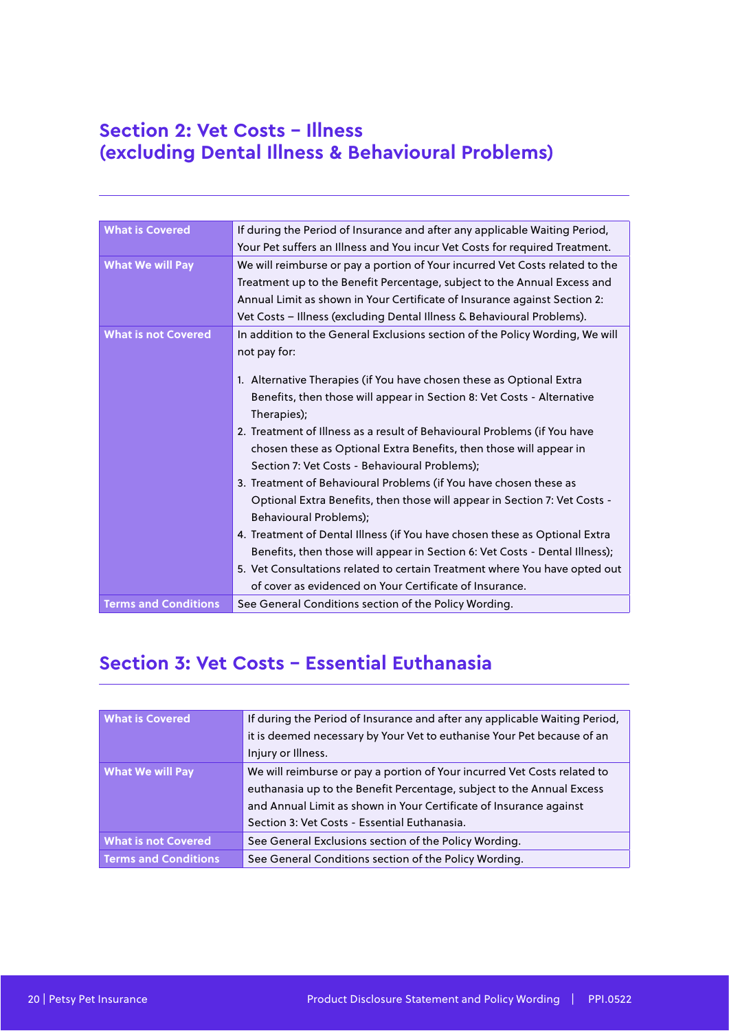## Section 2: Vet Costs – Illness (excluding Dental Illness & Behavioural Problems)

| | |
|---|---|
| **What is Covered** | If during the Period of Insurance and after any applicable Waiting Period, Your Pet suffers an Illness and You incur Vet Costs for required Treatment. |
| **What We will Pay** | We will reimburse or pay a portion of Your incurred Vet Costs related to the Treatment up to the Benefit Percentage, subject to the Annual Excess and Annual Limit as shown in Your Certificate of Insurance against Section 2: Vet Costs – Illness (excluding Dental Illness & Behavioural Problems). |
| **What is not Covered** | In addition to the General Exclusions section of the Policy Wording, We will not pay for:<br><br>1. Alternative Therapies (if You have chosen these as Optional Extra Benefits, then those will appear in Section 8: Vet Costs - Alternative Therapies);<br>2. Treatment of Illness as a result of Behavioural Problems (if You have chosen these as Optional Extra Benefits, then those will appear in Section 7: Vet Costs - Behavioural Problems);<br>3. Treatment of Behavioural Problems (if You have chosen these as Optional Extra Benefits, then those will appear in Section 7: Vet Costs - Behavioural Problems);<br>4. Treatment of Dental Illness (if You have chosen these as Optional Extra Benefits, then those will appear in Section 6: Vet Costs - Dental Illness);<br>5. Vet Consultations related to certain Treatment where You have opted out of cover as evidenced on Your Certificate of Insurance. |
| **Terms and Conditions** | See General Conditions section of the Policy Wording. |

## Section 3: Vet Costs – Essential Euthanasia

| | |
|---|---|
| **What is Covered** | If during the Period of Insurance and after any applicable Waiting Period, it is deemed necessary by Your Vet to euthanise Your Pet because of an Injury or Illness. |
| **What We will Pay** | We will reimburse or pay a portion of Your incurred Vet Costs related to euthanasia up to the Benefit Percentage, subject to the Annual Excess and Annual Limit as shown in Your Certificate of Insurance against Section 3: Vet Costs - Essential Euthanasia. |
| **What is not Covered** | See General Exclusions section of the Policy Wording. |
| **Terms and Conditions** | See General Conditions section of the Policy Wording. |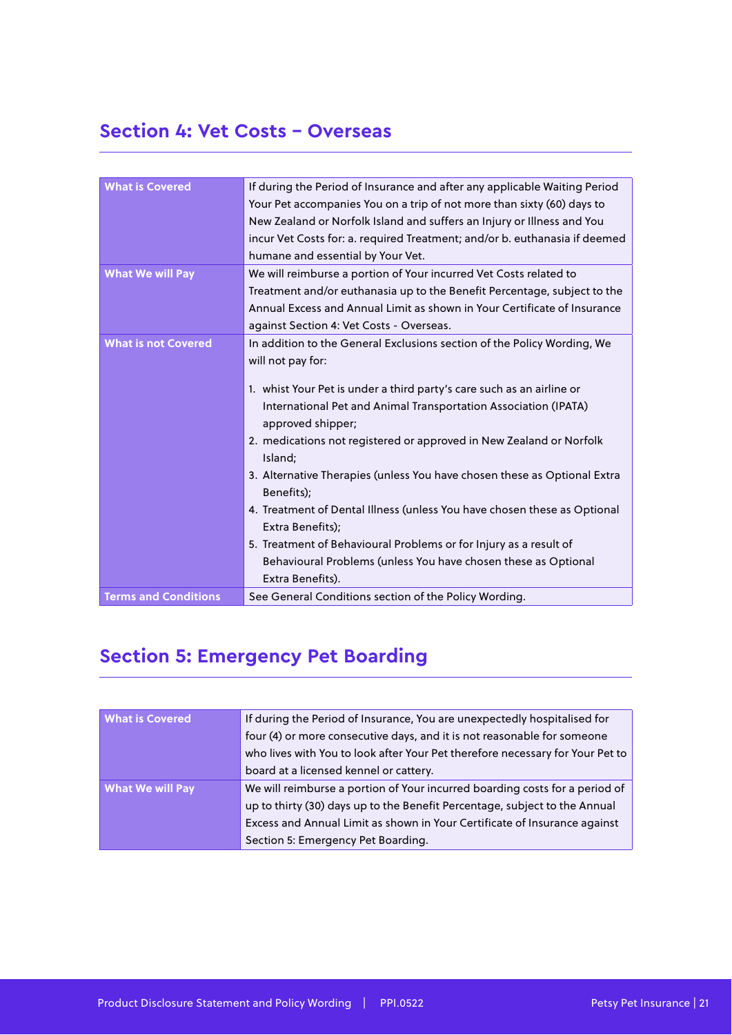## Section 4: Vet Costs – Overseas

| | |
|---|---|
| **What is Covered** | If during the Period of Insurance and after any applicable Waiting Period Your Pet accompanies You on a trip of not more than sixty (60) days to New Zealand or Norfolk Island and suffers an Injury or Illness and You incur Vet Costs for: a. required Treatment; and/or b. euthanasia if deemed humane and essential by Your Vet. |
| **What We will Pay** | We will reimburse a portion of Your incurred Vet Costs related to Treatment and/or euthanasia up to the Benefit Percentage, subject to the Annual Excess and Annual Limit as shown in Your Certificate of Insurance against Section 4: Vet Costs - Overseas. |
| **What is not Covered** | In addition to the General Exclusions section of the Policy Wording, We will not pay for:<br><br>1. whist Your Pet is under a third party's care such as an airline or International Pet and Animal Transportation Association (IPATA) approved shipper;<br>2. medications not registered or approved in New Zealand or Norfolk Island;<br>3. Alternative Therapies (unless You have chosen these as Optional Extra Benefits);<br>4. Treatment of Dental Illness (unless You have chosen these as Optional Extra Benefits);<br>5. Treatment of Behavioural Problems or for Injury as a result of Behavioural Problems (unless You have chosen these as Optional Extra Benefits). |
| **Terms and Conditions** | See General Conditions section of the Policy Wording. |

## Section 5: Emergency Pet Boarding

| | |
|---|---|
| **What is Covered** | If during the Period of Insurance, You are unexpectedly hospitalised for four (4) or more consecutive days, and it is not reasonable for someone who lives with You to look after Your Pet therefore necessary for Your Pet to board at a licensed kennel or cattery. |
| **What We will Pay** | We will reimburse a portion of Your incurred boarding costs for a period of up to thirty (30) days up to the Benefit Percentage, subject to the Annual Excess and Annual Limit as shown in Your Certificate of Insurance against Section 5: Emergency Pet Boarding. |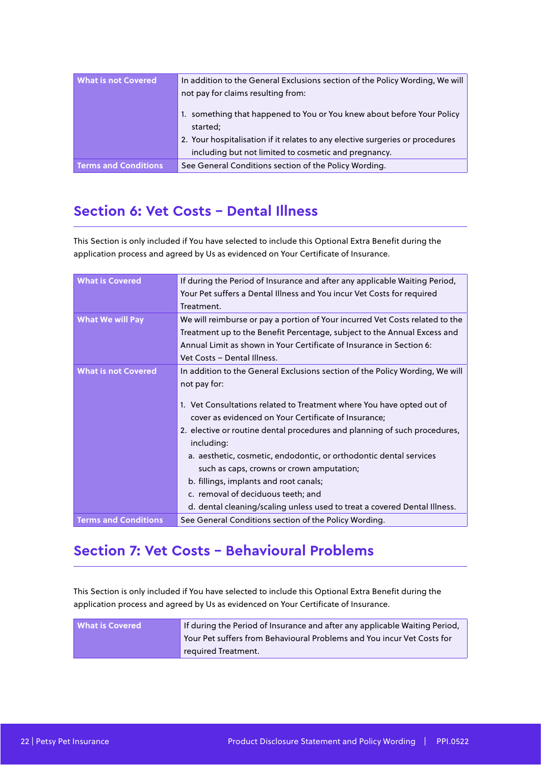| | |
|---|---|
| **What is not Covered** | In addition to the General Exclusions section of the Policy Wording, We will not pay for claims resulting from:<br><br>1. something that happened to You or You knew about before Your Policy started;<br>2. Your hospitalisation if it relates to any elective surgeries or procedures including but not limited to cosmetic and pregnancy. |
| **Terms and Conditions** | See General Conditions section of the Policy Wording. |

## Section 6: Vet Costs – Dental Illness

This Section is only included if You have selected to include this Optional Extra Benefit during the application process and agreed by Us as evidenced on Your Certificate of Insurance.

| | |
|---|---|
| **What is Covered** | If during the Period of Insurance and after any applicable Waiting Period, Your Pet suffers a Dental Illness and You incur Vet Costs for required Treatment. |
| **What We will Pay** | We will reimburse or pay a portion of Your incurred Vet Costs related to the Treatment up to the Benefit Percentage, subject to the Annual Excess and Annual Limit as shown in Your Certificate of Insurance in Section 6: Vet Costs – Dental Illness. |
| **What is not Covered** | In addition to the General Exclusions section of the Policy Wording, We will not pay for:<br><br>1. Vet Consultations related to Treatment where You have opted out of cover as evidenced on Your Certificate of Insurance;<br>2. elective or routine dental procedures and planning of such procedures, including:<br>a. aesthetic, cosmetic, endodontic, or orthodontic dental services such as caps, crowns or crown amputation;<br>b. fillings, implants and root canals;<br>c. removal of deciduous teeth; and<br>d. dental cleaning/scaling unless used to treat a covered Dental Illness. |
| **Terms and Conditions** | See General Conditions section of the Policy Wording. |

## Section 7: Vet Costs – Behavioural Problems

This Section is only included if You have selected to include this Optional Extra Benefit during the application process and agreed by Us as evidenced on Your Certificate of Insurance.

| | |
|---|---|
| **What is Covered** | If during the Period of Insurance and after any applicable Waiting Period, Your Pet suffers from Behavioural Problems and You incur Vet Costs for required Treatment. |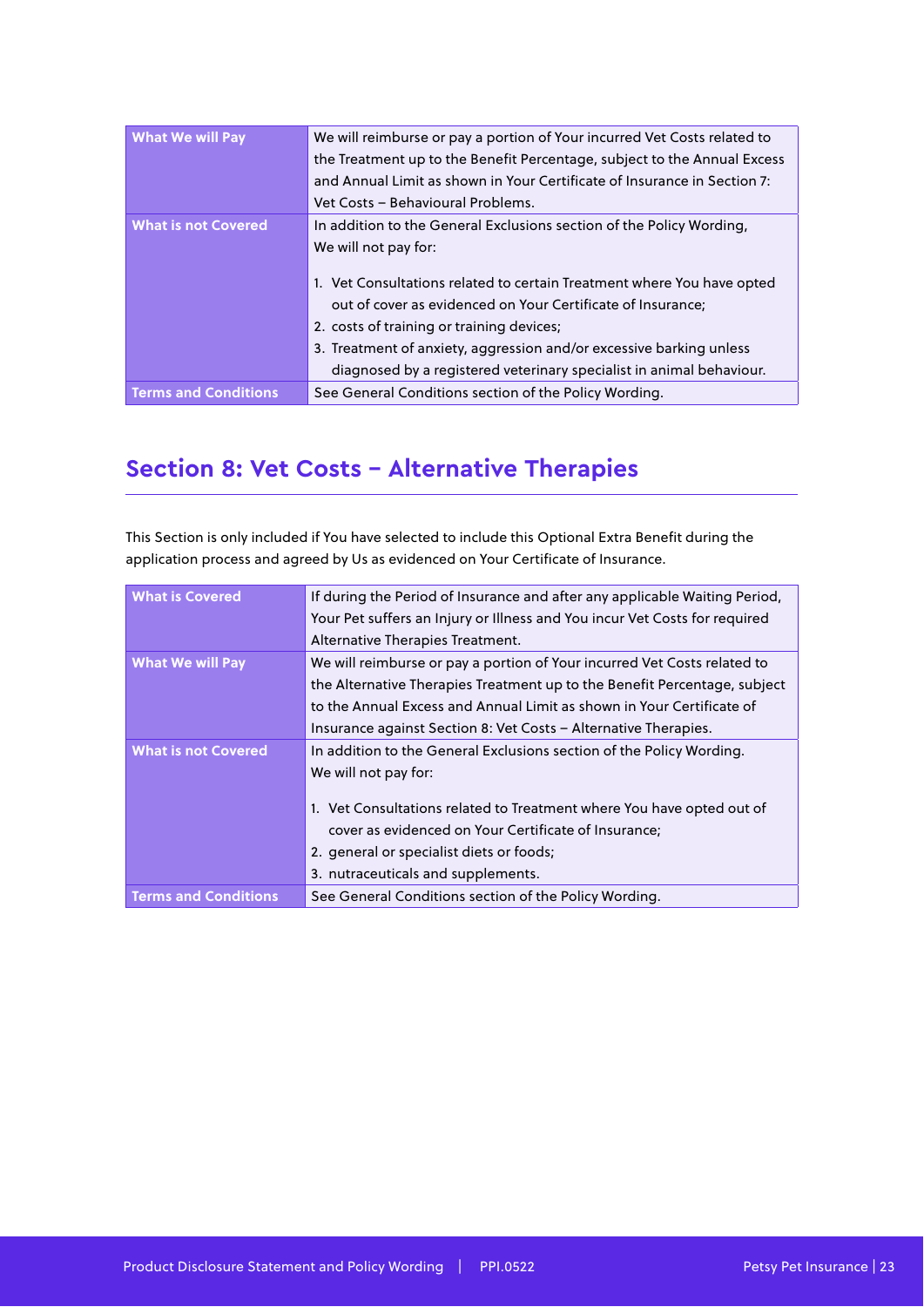| | |
|---|---|
| **What We will Pay** | We will reimburse or pay a portion of Your incurred Vet Costs related to the Treatment up to the Benefit Percentage, subject to the Annual Excess and Annual Limit as shown in Your Certificate of Insurance in Section 7: Vet Costs – Behavioural Problems. |
| **What is not Covered** | In addition to the General Exclusions section of the Policy Wording, We will not pay for:<br><br>1. Vet Consultations related to certain Treatment where You have opted out of cover as evidenced on Your Certificate of Insurance;<br>2. costs of training or training devices;<br>3. Treatment of anxiety, aggression and/or excessive barking unless diagnosed by a registered veterinary specialist in animal behaviour. |
| **Terms and Conditions** | See General Conditions section of the Policy Wording. |

## Section 8: Vet Costs – Alternative Therapies

This Section is only included if You have selected to include this Optional Extra Benefit during the application process and agreed by Us as evidenced on Your Certificate of Insurance.

| | |
|---|---|
| **What is Covered** | If during the Period of Insurance and after any applicable Waiting Period, Your Pet suffers an Injury or Illness and You incur Vet Costs for required Alternative Therapies Treatment. |
| **What We will Pay** | We will reimburse or pay a portion of Your incurred Vet Costs related to the Alternative Therapies Treatment up to the Benefit Percentage, subject to the Annual Excess and Annual Limit as shown in Your Certificate of Insurance against Section 8: Vet Costs – Alternative Therapies. |
| **What is not Covered** | In addition to the General Exclusions section of the Policy Wording. We will not pay for:<br><br>1. Vet Consultations related to Treatment where You have opted out of cover as evidenced on Your Certificate of Insurance;<br>2. general or specialist diets or foods;<br>3. nutraceuticals and supplements. |
| **Terms and Conditions** | See General Conditions section of the Policy Wording. |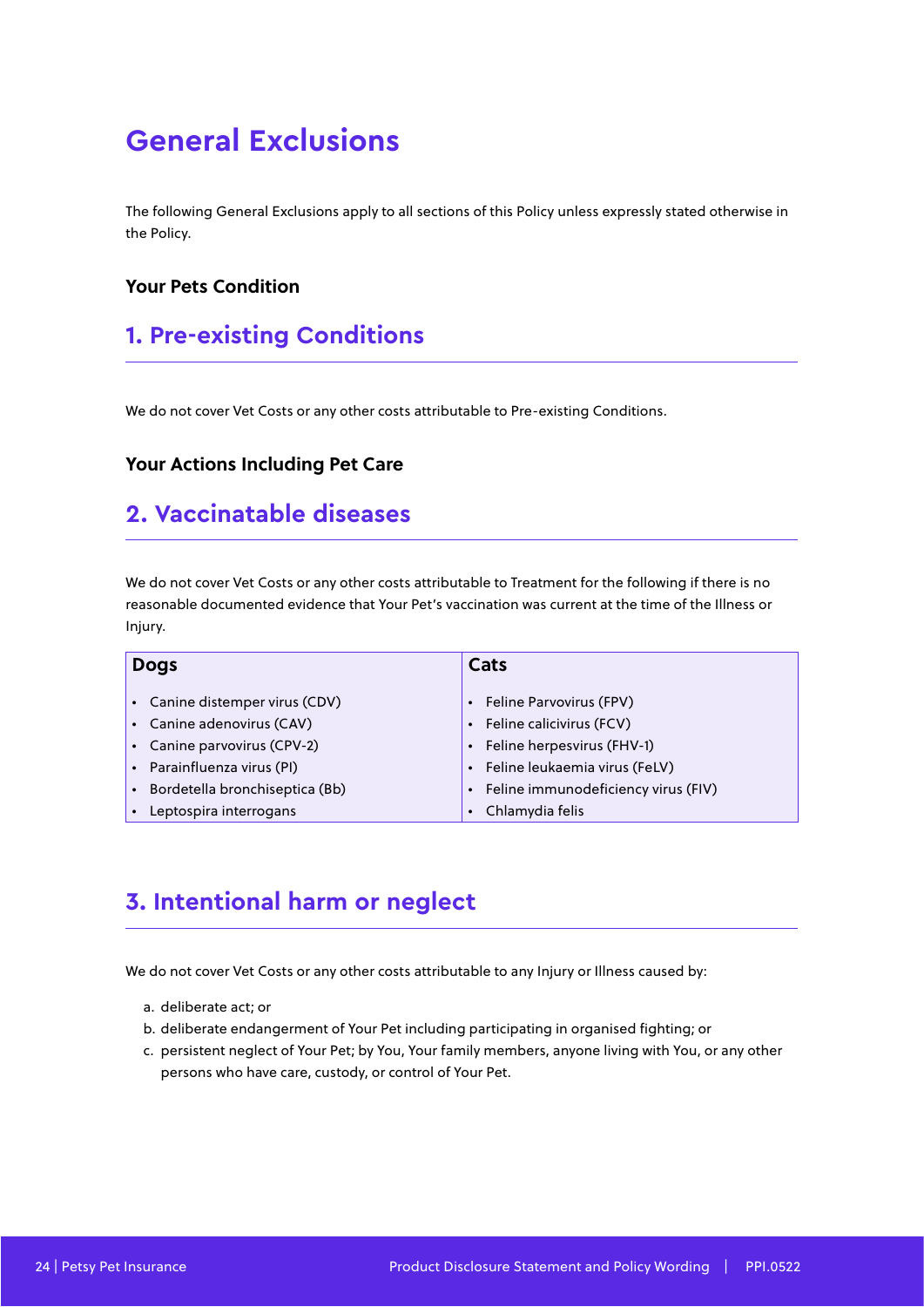# General Exclusions

The following General Exclusions apply to all sections of this Policy unless expressly stated otherwise in the Policy.

### Your Pets Condition

## 1. Pre-existing Conditions

We do not cover Vet Costs or any other costs attributable to Pre-existing Conditions.

### Your Actions Including Pet Care

## 2. Vaccinatable diseases

We do not cover Vet Costs or any other costs attributable to Treatment for the following if there is no reasonable documented evidence that Your Pet's vaccination was current at the time of the Illness or Injury.

| Dogs | Cats |
|---|---|
| • Canine distemper virus (CDV) | • Feline Parvovirus (FPV) |
| • Canine adenovirus (CAV) | • Feline calicivirus (FCV) |
| • Canine parvovirus (CPV-2) | • Feline herpesvirus (FHV-1) |
| • Parainfluenza virus (PI) | • Feline leukaemia virus (FeLV) |
| • Bordetella bronchiseptica (Bb) | • Feline immunodeficiency virus (FIV) |
| • Leptospira interrogans | • Chlamydia felis |

## 3. Intentional harm or neglect

We do not cover Vet Costs or any other costs attributable to any Injury or Illness caused by:

a. deliberate act; or
b. deliberate endangerment of Your Pet including participating in organised fighting; or
c. persistent neglect of Your Pet; by You, Your family members, anyone living with You, or any other persons who have care, custody, or control of Your Pet.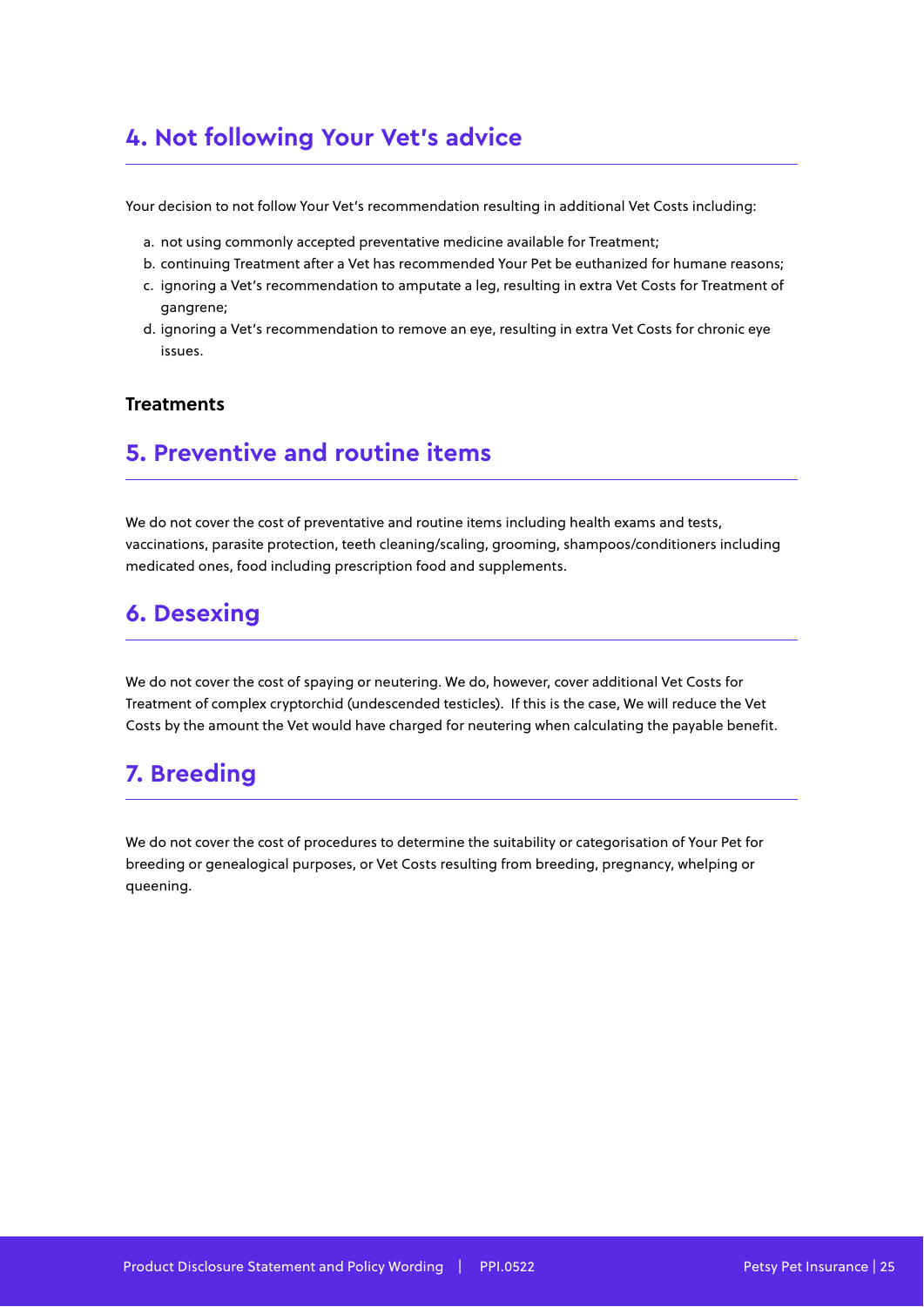## 4. Not following Your Vet's advice

Your decision to not follow Your Vet's recommendation resulting in additional Vet Costs including:

a. not using commonly accepted preventative medicine available for Treatment;
b. continuing Treatment after a Vet has recommended Your Pet be euthanized for humane reasons;
c. ignoring a Vet's recommendation to amputate a leg, resulting in extra Vet Costs for Treatment of gangrene;
d. ignoring a Vet's recommendation to remove an eye, resulting in extra Vet Costs for chronic eye issues.

### Treatments

## 5. Preventive and routine items

We do not cover the cost of preventative and routine items including health exams and tests, vaccinations, parasite protection, teeth cleaning/scaling, grooming, shampoos/conditioners including medicated ones, food including prescription food and supplements.

## 6. Desexing

We do not cover the cost of spaying or neutering. We do, however, cover additional Vet Costs for Treatment of complex cryptorchid (undescended testicles). If this is the case, We will reduce the Vet Costs by the amount the Vet would have charged for neutering when calculating the payable benefit.

## 7. Breeding

We do not cover the cost of procedures to determine the suitability or categorisation of Your Pet for breeding or genealogical purposes, or Vet Costs resulting from breeding, pregnancy, whelping or queening.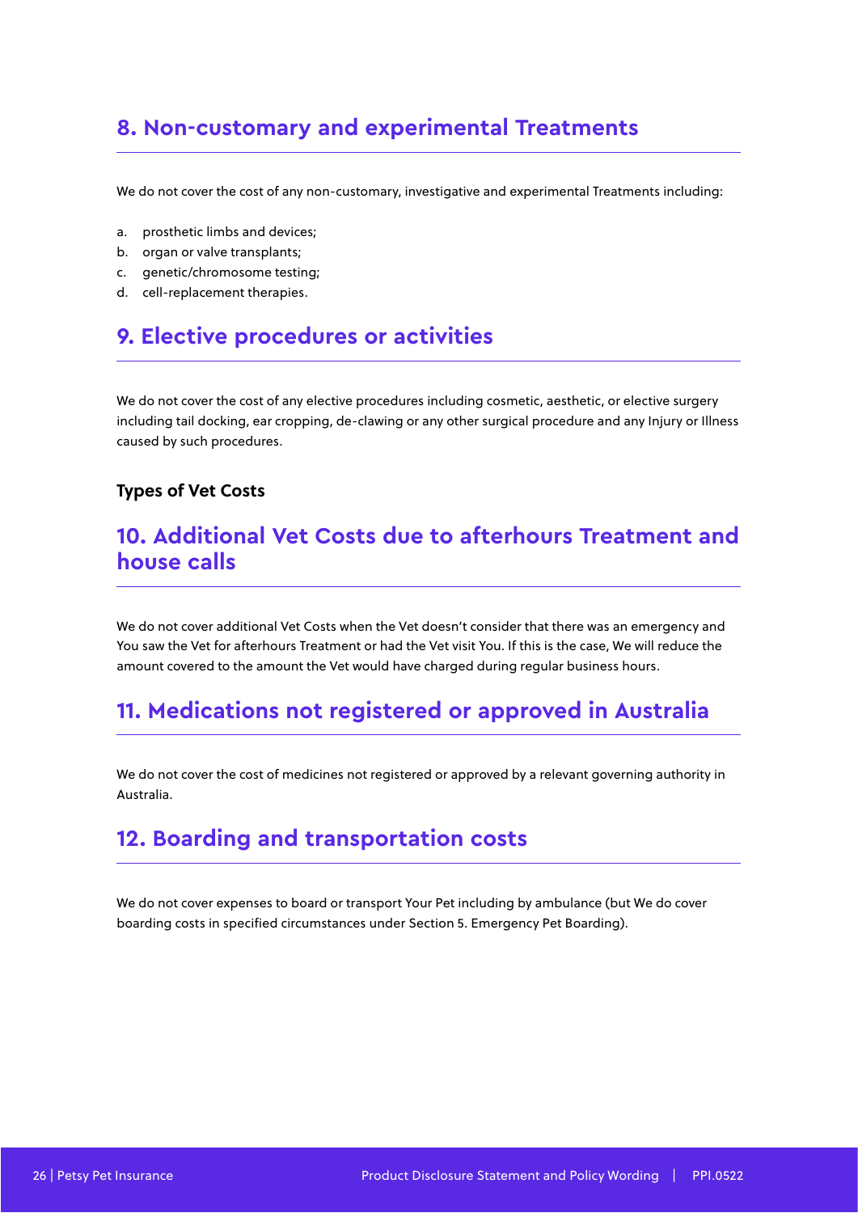## 8. Non-customary and experimental Treatments

We do not cover the cost of any non-customary, investigative and experimental Treatments including:

a. prosthetic limbs and devices;
b. organ or valve transplants;
c. genetic/chromosome testing;
d. cell-replacement therapies.

## 9. Elective procedures or activities

We do not cover the cost of any elective procedures including cosmetic, aesthetic, or elective surgery including tail docking, ear cropping, de-clawing or any other surgical procedure and any Injury or Illness caused by such procedures.

### Types of Vet Costs

## 10. Additional Vet Costs due to afterhours Treatment and house calls

We do not cover additional Vet Costs when the Vet doesn't consider that there was an emergency and You saw the Vet for afterhours Treatment or had the Vet visit You. If this is the case, We will reduce the amount covered to the amount the Vet would have charged during regular business hours.

## 11. Medications not registered or approved in Australia

We do not cover the cost of medicines not registered or approved by a relevant governing authority in Australia.

## 12. Boarding and transportation costs

We do not cover expenses to board or transport Your Pet including by ambulance (but We do cover boarding costs in specified circumstances under Section 5. Emergency Pet Boarding).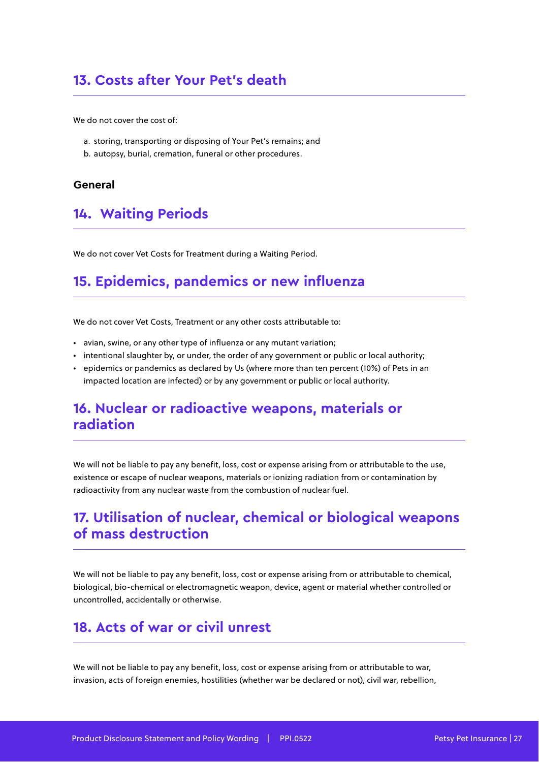## 13. Costs after Your Pet's death

We do not cover the cost of:

a. storing, transporting or disposing of Your Pet's remains; and
b. autopsy, burial, cremation, funeral or other procedures.

**General**

## 14. Waiting Periods

We do not cover Vet Costs for Treatment during a Waiting Period.

## 15. Epidemics, pandemics or new influenza

We do not cover Vet Costs, Treatment or any other costs attributable to:

- avian, swine, or any other type of influenza or any mutant variation;
- intentional slaughter by, or under, the order of any government or public or local authority;
- epidemics or pandemics as declared by Us (where more than ten percent (10%) of Pets in an impacted location are infected) or by any government or public or local authority.

## 16. Nuclear or radioactive weapons, materials or radiation

We will not be liable to pay any benefit, loss, cost or expense arising from or attributable to the use, existence or escape of nuclear weapons, materials or ionizing radiation from or contamination by radioactivity from any nuclear waste from the combustion of nuclear fuel.

## 17. Utilisation of nuclear, chemical or biological weapons of mass destruction

We will not be liable to pay any benefit, loss, cost or expense arising from or attributable to chemical, biological, bio-chemical or electromagnetic weapon, device, agent or material whether controlled or uncontrolled, accidentally or otherwise.

## 18. Acts of war or civil unrest

We will not be liable to pay any benefit, loss, cost or expense arising from or attributable to war, invasion, acts of foreign enemies, hostilities (whether war be declared or not), civil war, rebellion,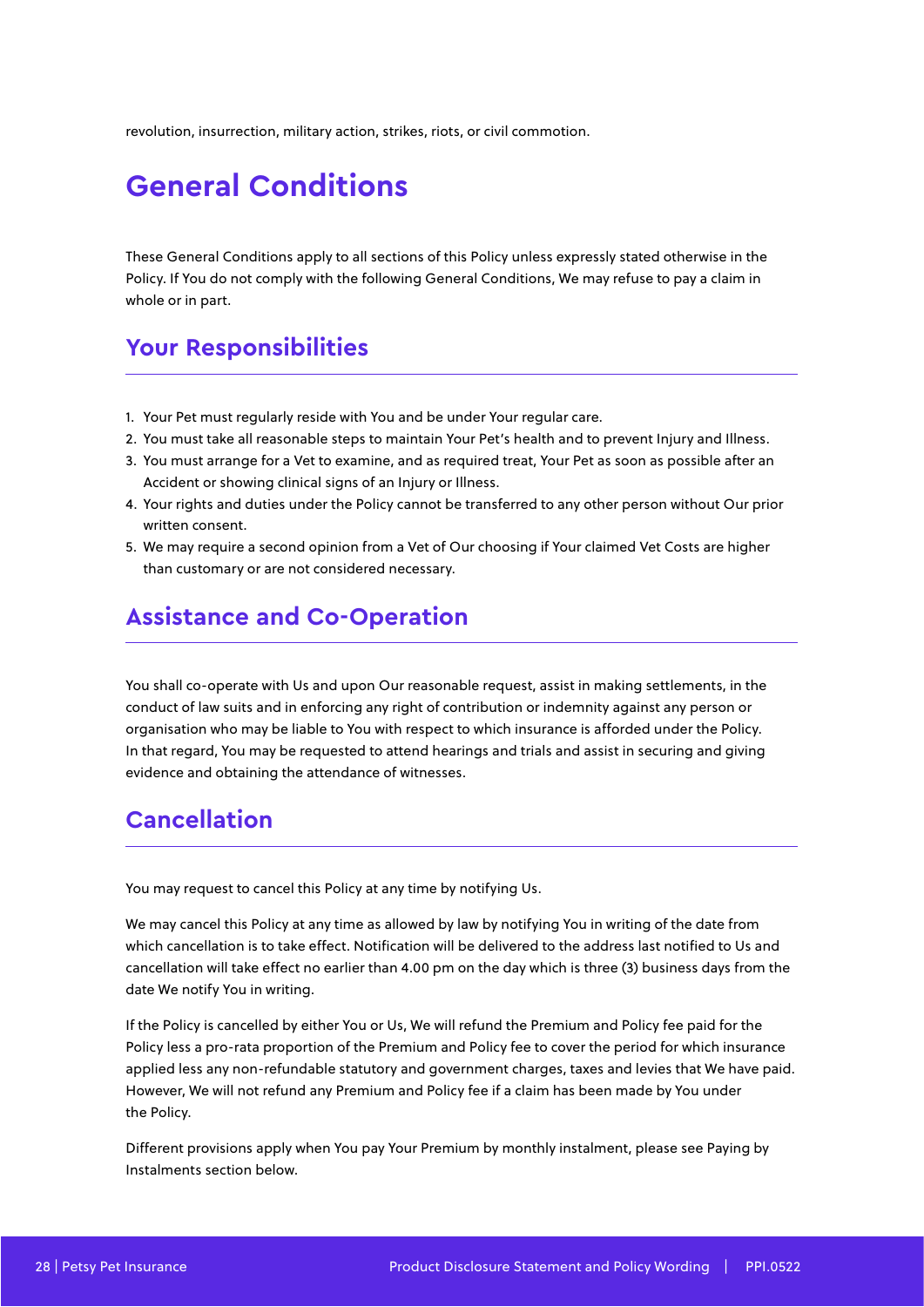revolution, insurrection, military action, strikes, riots, or civil commotion.

# General Conditions

These General Conditions apply to all sections of this Policy unless expressly stated otherwise in the Policy. If You do not comply with the following General Conditions, We may refuse to pay a claim in whole or in part.

## Your Responsibilities

1. Your Pet must regularly reside with You and be under Your regular care.
2. You must take all reasonable steps to maintain Your Pet's health and to prevent Injury and Illness.
3. You must arrange for a Vet to examine, and as required treat, Your Pet as soon as possible after an Accident or showing clinical signs of an Injury or Illness.
4. Your rights and duties under the Policy cannot be transferred to any other person without Our prior written consent.
5. We may require a second opinion from a Vet of Our choosing if Your claimed Vet Costs are higher than customary or are not considered necessary.

## Assistance and Co-Operation

You shall co-operate with Us and upon Our reasonable request, assist in making settlements, in the conduct of law suits and in enforcing any right of contribution or indemnity against any person or organisation who may be liable to You with respect to which insurance is afforded under the Policy. In that regard, You may be requested to attend hearings and trials and assist in securing and giving evidence and obtaining the attendance of witnesses.

## Cancellation

You may request to cancel this Policy at any time by notifying Us.

We may cancel this Policy at any time as allowed by law by notifying You in writing of the date from which cancellation is to take effect. Notification will be delivered to the address last notified to Us and cancellation will take effect no earlier than 4.00 pm on the day which is three (3) business days from the date We notify You in writing.

If the Policy is cancelled by either You or Us, We will refund the Premium and Policy fee paid for the Policy less a pro-rata proportion of the Premium and Policy fee to cover the period for which insurance applied less any non-refundable statutory and government charges, taxes and levies that We have paid. However, We will not refund any Premium and Policy fee if a claim has been made by You under the Policy.

Different provisions apply when You pay Your Premium by monthly instalment, please see Paying by Instalments section below.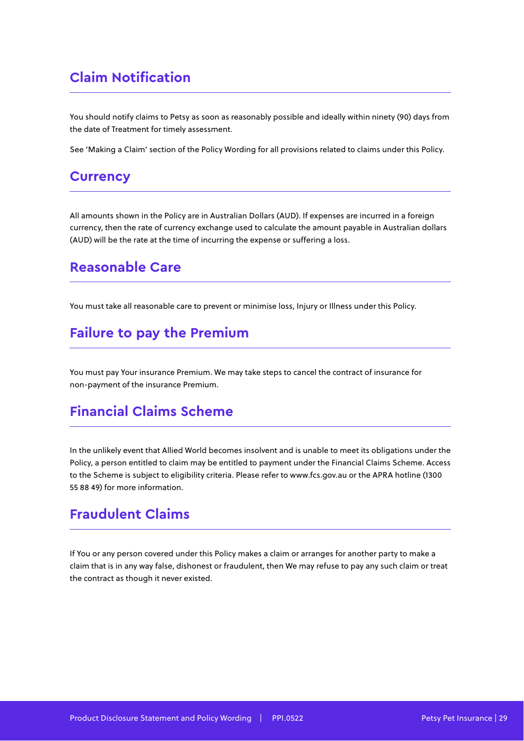## Claim Notification

You should notify claims to Petsy as soon as reasonably possible and ideally within ninety (90) days from the date of Treatment for timely assessment.

See 'Making a Claim' section of the Policy Wording for all provisions related to claims under this Policy.

## Currency

All amounts shown in the Policy are in Australian Dollars (AUD). If expenses are incurred in a foreign currency, then the rate of currency exchange used to calculate the amount payable in Australian dollars (AUD) will be the rate at the time of incurring the expense or suffering a loss.

## Reasonable Care

You must take all reasonable care to prevent or minimise loss, Injury or Illness under this Policy.

## Failure to pay the Premium

You must pay Your insurance Premium. We may take steps to cancel the contract of insurance for non-payment of the insurance Premium.

## Financial Claims Scheme

In the unlikely event that Allied World becomes insolvent and is unable to meet its obligations under the Policy, a person entitled to claim may be entitled to payment under the Financial Claims Scheme. Access to the Scheme is subject to eligibility criteria. Please refer to www.fcs.gov.au or the APRA hotline (1300 55 88 49) for more information.

## Fraudulent Claims

If You or any person covered under this Policy makes a claim or arranges for another party to make a claim that is in any way false, dishonest or fraudulent, then We may refuse to pay any such claim or treat the contract as though it never existed.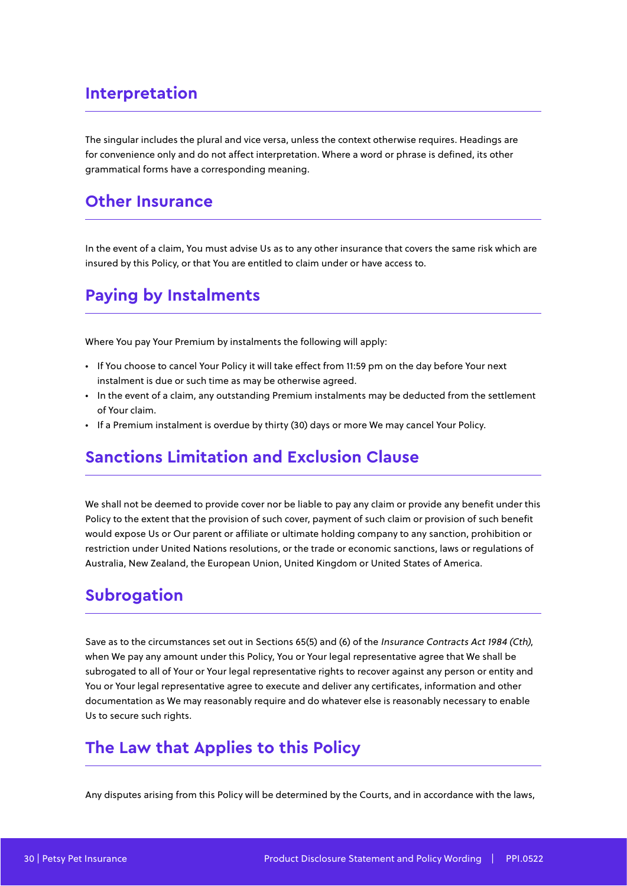## Interpretation

The singular includes the plural and vice versa, unless the context otherwise requires. Headings are for convenience only and do not affect interpretation. Where a word or phrase is defined, its other grammatical forms have a corresponding meaning.

## Other Insurance

In the event of a claim, You must advise Us as to any other insurance that covers the same risk which are insured by this Policy, or that You are entitled to claim under or have access to.

## Paying by Instalments

Where You pay Your Premium by instalments the following will apply:

- If You choose to cancel Your Policy it will take effect from 11:59 pm on the day before Your next instalment is due or such time as may be otherwise agreed.
- In the event of a claim, any outstanding Premium instalments may be deducted from the settlement of Your claim.
- If a Premium instalment is overdue by thirty (30) days or more We may cancel Your Policy.

## Sanctions Limitation and Exclusion Clause

We shall not be deemed to provide cover nor be liable to pay any claim or provide any benefit under this Policy to the extent that the provision of such cover, payment of such claim or provision of such benefit would expose Us or Our parent or affiliate or ultimate holding company to any sanction, prohibition or restriction under United Nations resolutions, or the trade or economic sanctions, laws or regulations of Australia, New Zealand, the European Union, United Kingdom or United States of America.

## Subrogation

Save as to the circumstances set out in Sections 65(5) and (6) of the *Insurance Contracts Act 1984 (Cth)*, when We pay any amount under this Policy, You or Your legal representative agree that We shall be subrogated to all of Your or Your legal representative rights to recover against any person or entity and You or Your legal representative agree to execute and deliver any certificates, information and other documentation as We may reasonably require and do whatever else is reasonably necessary to enable Us to secure such rights.

## The Law that Applies to this Policy

Any disputes arising from this Policy will be determined by the Courts, and in accordance with the laws,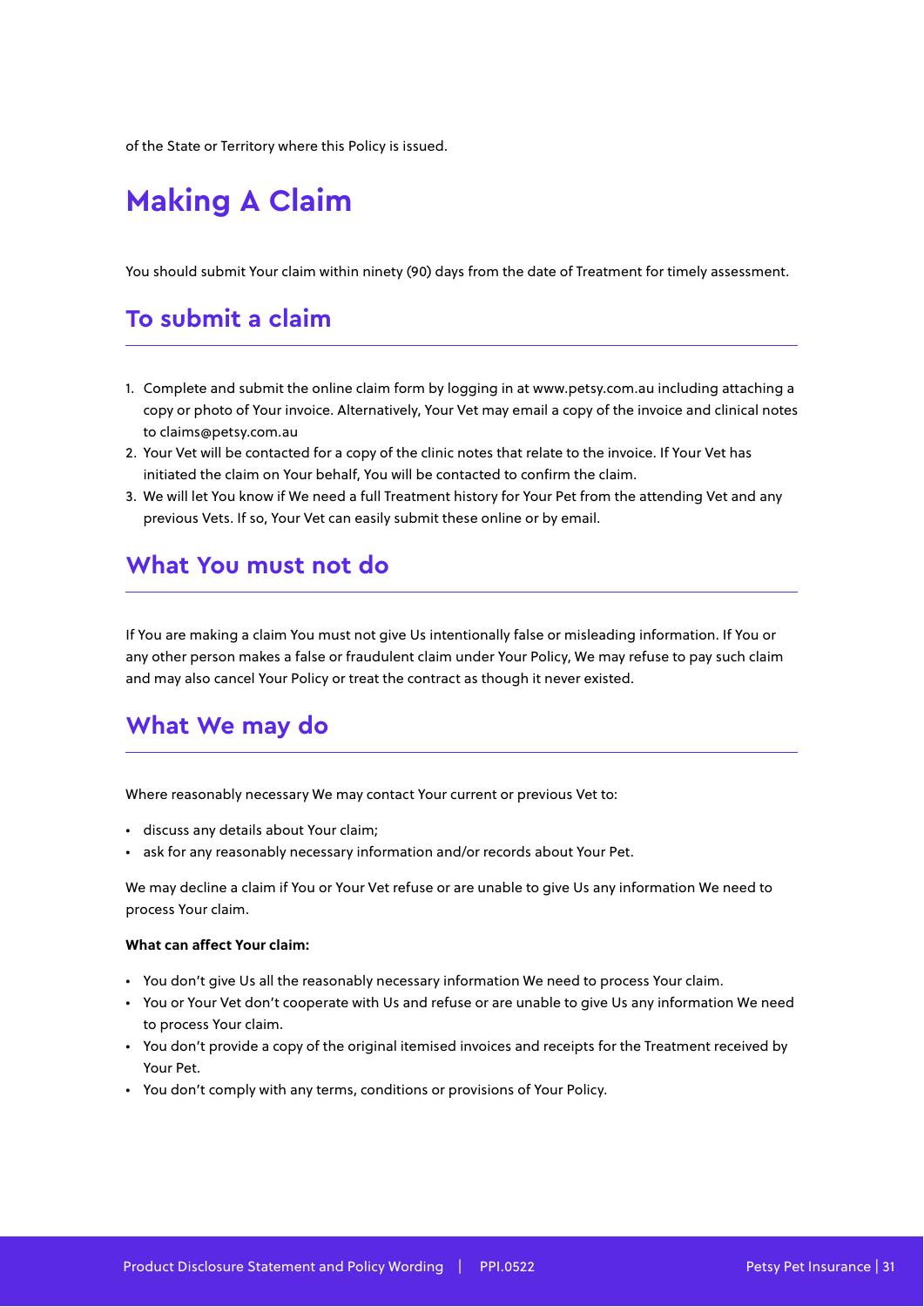of the State or Territory where this Policy is issued.

# Making A Claim

You should submit Your claim within ninety (90) days from the date of Treatment for timely assessment.

## To submit a claim

1. Complete and submit the online claim form by logging in at www.petsy.com.au including attaching a copy or photo of Your invoice. Alternatively, Your Vet may email a copy of the invoice and clinical notes to claims@petsy.com.au
2. Your Vet will be contacted for a copy of the clinic notes that relate to the invoice. If Your Vet has initiated the claim on Your behalf, You will be contacted to confirm the claim.
3. We will let You know if We need a full Treatment history for Your Pet from the attending Vet and any previous Vets. If so, Your Vet can easily submit these online or by email.

## What You must not do

If You are making a claim You must not give Us intentionally false or misleading information. If You or any other person makes a false or fraudulent claim under Your Policy, We may refuse to pay such claim and may also cancel Your Policy or treat the contract as though it never existed.

## What We may do

Where reasonably necessary We may contact Your current or previous Vet to:

- discuss any details about Your claim;
- ask for any reasonably necessary information and/or records about Your Pet.

We may decline a claim if You or Your Vet refuse or are unable to give Us any information We need to process Your claim.

**What can affect Your claim:**

- You don't give Us all the reasonably necessary information We need to process Your claim.
- You or Your Vet don't cooperate with Us and refuse or are unable to give Us any information We need to process Your claim.
- You don't provide a copy of the original itemised invoices and receipts for the Treatment received by Your Pet.
- You don't comply with any terms, conditions or provisions of Your Policy.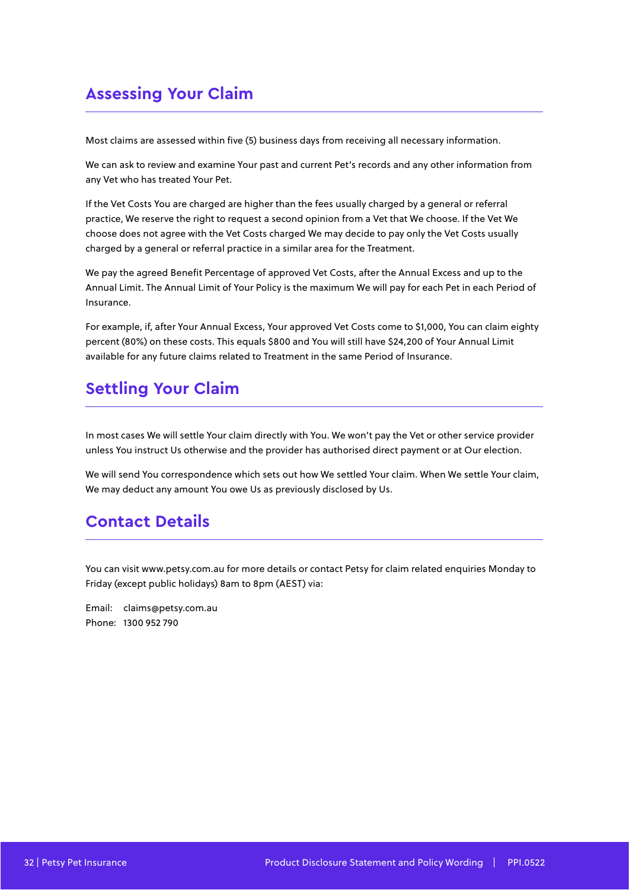## Assessing Your Claim

Most claims are assessed within five (5) business days from receiving all necessary information.

We can ask to review and examine Your past and current Pet's records and any other information from any Vet who has treated Your Pet.

If the Vet Costs You are charged are higher than the fees usually charged by a general or referral practice, We reserve the right to request a second opinion from a Vet that We choose. If the Vet We choose does not agree with the Vet Costs charged We may decide to pay only the Vet Costs usually charged by a general or referral practice in a similar area for the Treatment.

We pay the agreed Benefit Percentage of approved Vet Costs, after the Annual Excess and up to the Annual Limit. The Annual Limit of Your Policy is the maximum We will pay for each Pet in each Period of Insurance.

For example, if, after Your Annual Excess, Your approved Vet Costs come to $1,000, You can claim eighty percent (80%) on these costs. This equals $800 and You will still have $24,200 of Your Annual Limit available for any future claims related to Treatment in the same Period of Insurance.

## Settling Your Claim

In most cases We will settle Your claim directly with You. We won't pay the Vet or other service provider unless You instruct Us otherwise and the provider has authorised direct payment or at Our election.

We will send You correspondence which sets out how We settled Your claim. When We settle Your claim, We may deduct any amount You owe Us as previously disclosed by Us.

## Contact Details

You can visit www.petsy.com.au for more details or contact Petsy for claim related enquiries Monday to Friday (except public holidays) 8am to 8pm (AEST) via:

Email: claims@petsy.com.au
Phone: 1300 952 790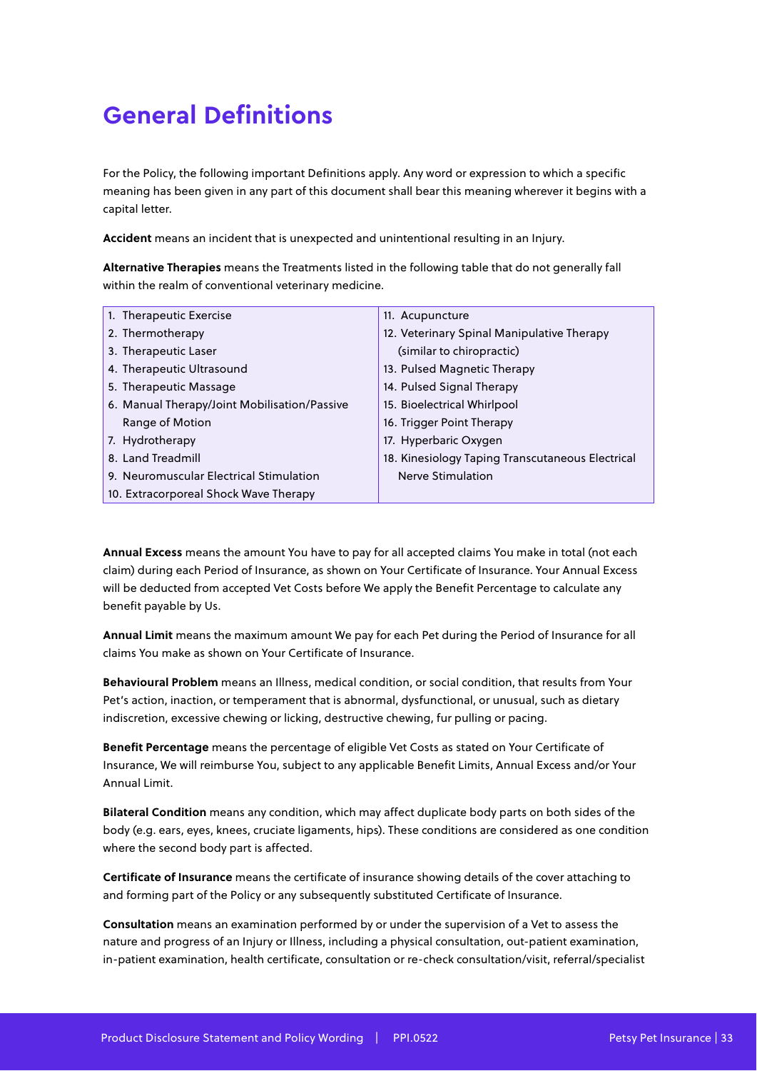# General Definitions

For the Policy, the following important Definitions apply. Any word or expression to which a specific meaning has been given in any part of this document shall bear this meaning wherever it begins with a capital letter.

**Accident** means an incident that is unexpected and unintentional resulting in an Injury.

**Alternative Therapies** means the Treatments listed in the following table that do not generally fall within the realm of conventional veterinary medicine.

| | |
|---|---|
| 1. Therapeutic Exercise | 11. Acupuncture |
| 2. Thermotherapy | 12. Veterinary Spinal Manipulative Therapy (similar to chiropractic) |
| 3. Therapeutic Laser | 13. Pulsed Magnetic Therapy |
| 4. Therapeutic Ultrasound | 14. Pulsed Signal Therapy |
| 5. Therapeutic Massage | 15. Bioelectrical Whirlpool |
| 6. Manual Therapy/Joint Mobilisation/Passive Range of Motion | 16. Trigger Point Therapy |
| 7. Hydrotherapy | 17. Hyperbaric Oxygen |
| 8. Land Treadmill | 18. Kinesiology Taping Transcutaneous Electrical Nerve Stimulation |
| 9. Neuromuscular Electrical Stimulation | |
| 10. Extracorporeal Shock Wave Therapy | |

**Annual Excess** means the amount You have to pay for all accepted claims You make in total (not each claim) during each Period of Insurance, as shown on Your Certificate of Insurance. Your Annual Excess will be deducted from accepted Vet Costs before We apply the Benefit Percentage to calculate any benefit payable by Us.

**Annual Limit** means the maximum amount We pay for each Pet during the Period of Insurance for all claims You make as shown on Your Certificate of Insurance.

**Behavioural Problem** means an Illness, medical condition, or social condition, that results from Your Pet's action, inaction, or temperament that is abnormal, dysfunctional, or unusual, such as dietary indiscretion, excessive chewing or licking, destructive chewing, fur pulling or pacing.

**Benefit Percentage** means the percentage of eligible Vet Costs as stated on Your Certificate of Insurance, We will reimburse You, subject to any applicable Benefit Limits, Annual Excess and/or Your Annual Limit.

**Bilateral Condition** means any condition, which may affect duplicate body parts on both sides of the body (e.g. ears, eyes, knees, cruciate ligaments, hips). These conditions are considered as one condition where the second body part is affected.

**Certificate of Insurance** means the certificate of insurance showing details of the cover attaching to and forming part of the Policy or any subsequently substituted Certificate of Insurance.

**Consultation** means an examination performed by or under the supervision of a Vet to assess the nature and progress of an Injury or Illness, including a physical consultation, out-patient examination, in-patient examination, health certificate, consultation or re-check consultation/visit, referral/specialist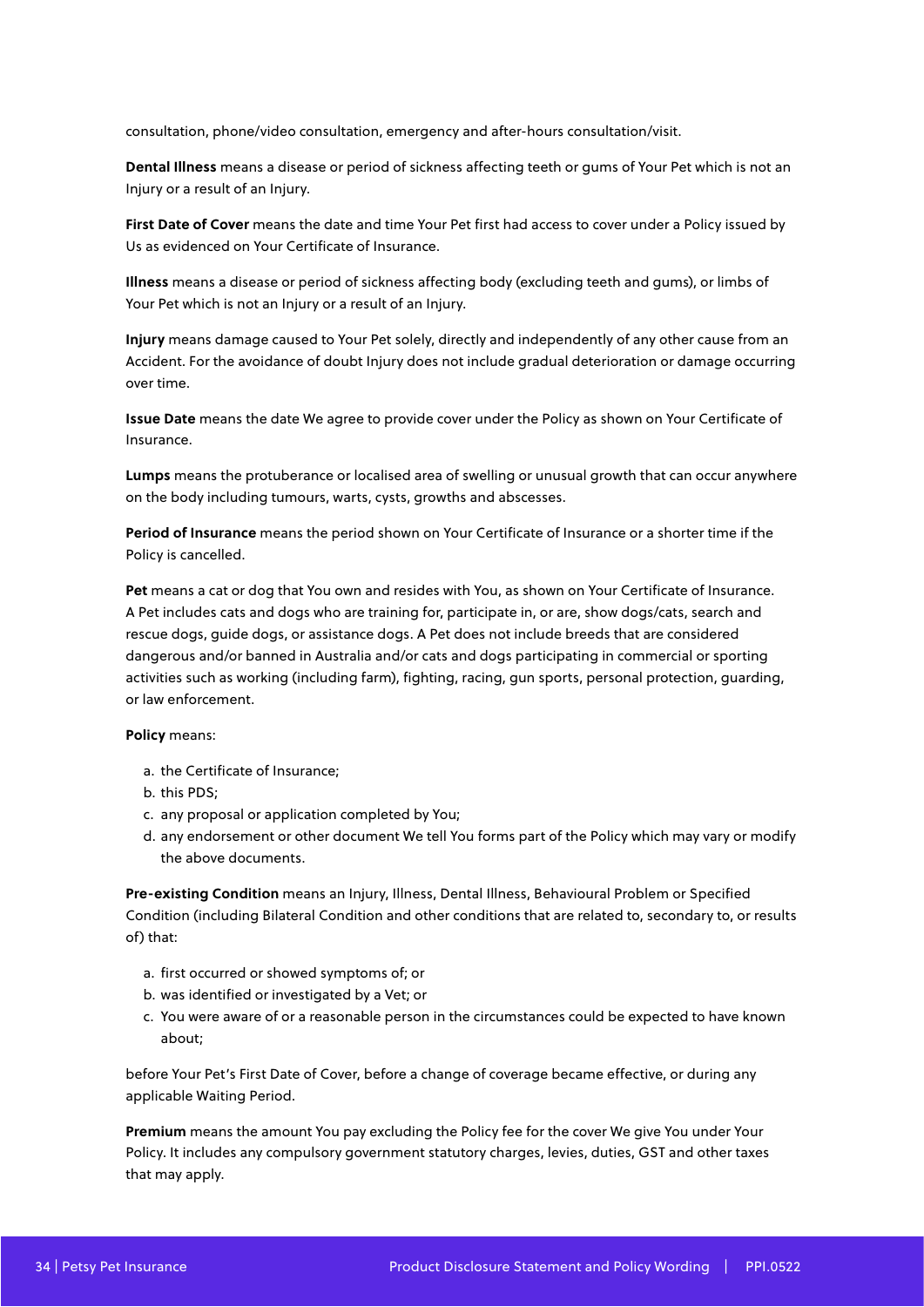consultation, phone/video consultation, emergency and after-hours consultation/visit.

**Dental Illness** means a disease or period of sickness affecting teeth or gums of Your Pet which is not an Injury or a result of an Injury.

**First Date of Cover** means the date and time Your Pet first had access to cover under a Policy issued by Us as evidenced on Your Certificate of Insurance.

**Illness** means a disease or period of sickness affecting body (excluding teeth and gums), or limbs of Your Pet which is not an Injury or a result of an Injury.

**Injury** means damage caused to Your Pet solely, directly and independently of any other cause from an Accident. For the avoidance of doubt Injury does not include gradual deterioration or damage occurring over time.

**Issue Date** means the date We agree to provide cover under the Policy as shown on Your Certificate of Insurance.

**Lumps** means the protuberance or localised area of swelling or unusual growth that can occur anywhere on the body including tumours, warts, cysts, growths and abscesses.

**Period of Insurance** means the period shown on Your Certificate of Insurance or a shorter time if the Policy is cancelled.

**Pet** means a cat or dog that You own and resides with You, as shown on Your Certificate of Insurance. A Pet includes cats and dogs who are training for, participate in, or are, show dogs/cats, search and rescue dogs, guide dogs, or assistance dogs. A Pet does not include breeds that are considered dangerous and/or banned in Australia and/or cats and dogs participating in commercial or sporting activities such as working (including farm), fighting, racing, gun sports, personal protection, guarding, or law enforcement.

**Policy** means:

a. the Certificate of Insurance;
b. this PDS;
c. any proposal or application completed by You;
d. any endorsement or other document We tell You forms part of the Policy which may vary or modify the above documents.

**Pre-existing Condition** means an Injury, Illness, Dental Illness, Behavioural Problem or Specified Condition (including Bilateral Condition and other conditions that are related to, secondary to, or results of) that:

a. first occurred or showed symptoms of; or
b. was identified or investigated by a Vet; or
c. You were aware of or a reasonable person in the circumstances could be expected to have known about;

before Your Pet's First Date of Cover, before a change of coverage became effective, or during any applicable Waiting Period.

**Premium** means the amount You pay excluding the Policy fee for the cover We give You under Your Policy. It includes any compulsory government statutory charges, levies, duties, GST and other taxes that may apply.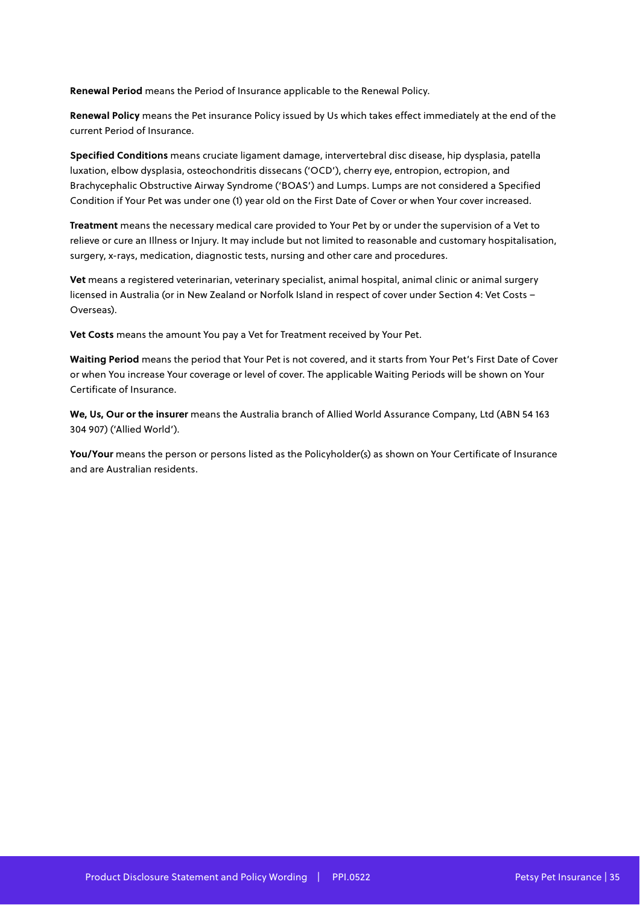**Renewal Period** means the Period of Insurance applicable to the Renewal Policy.

**Renewal Policy** means the Pet insurance Policy issued by Us which takes effect immediately at the end of the current Period of Insurance.

**Specified Conditions** means cruciate ligament damage, intervertebral disc disease, hip dysplasia, patella luxation, elbow dysplasia, osteochondritis dissecans ('OCD'), cherry eye, entropion, ectropion, and Brachycephalic Obstructive Airway Syndrome ('BOAS') and Lumps. Lumps are not considered a Specified Condition if Your Pet was under one (1) year old on the First Date of Cover or when Your cover increased.

**Treatment** means the necessary medical care provided to Your Pet by or under the supervision of a Vet to relieve or cure an Illness or Injury. It may include but not limited to reasonable and customary hospitalisation, surgery, x-rays, medication, diagnostic tests, nursing and other care and procedures.

**Vet** means a registered veterinarian, veterinary specialist, animal hospital, animal clinic or animal surgery licensed in Australia (or in New Zealand or Norfolk Island in respect of cover under Section 4: Vet Costs – Overseas).

**Vet Costs** means the amount You pay a Vet for Treatment received by Your Pet.

**Waiting Period** means the period that Your Pet is not covered, and it starts from Your Pet's First Date of Cover or when You increase Your coverage or level of cover. The applicable Waiting Periods will be shown on Your Certificate of Insurance.

**We, Us, Our or the insurer** means the Australia branch of Allied World Assurance Company, Ltd (ABN 54 163 304 907) ('Allied World').

**You/Your** means the person or persons listed as the Policyholder(s) as shown on Your Certificate of Insurance and are Australian residents.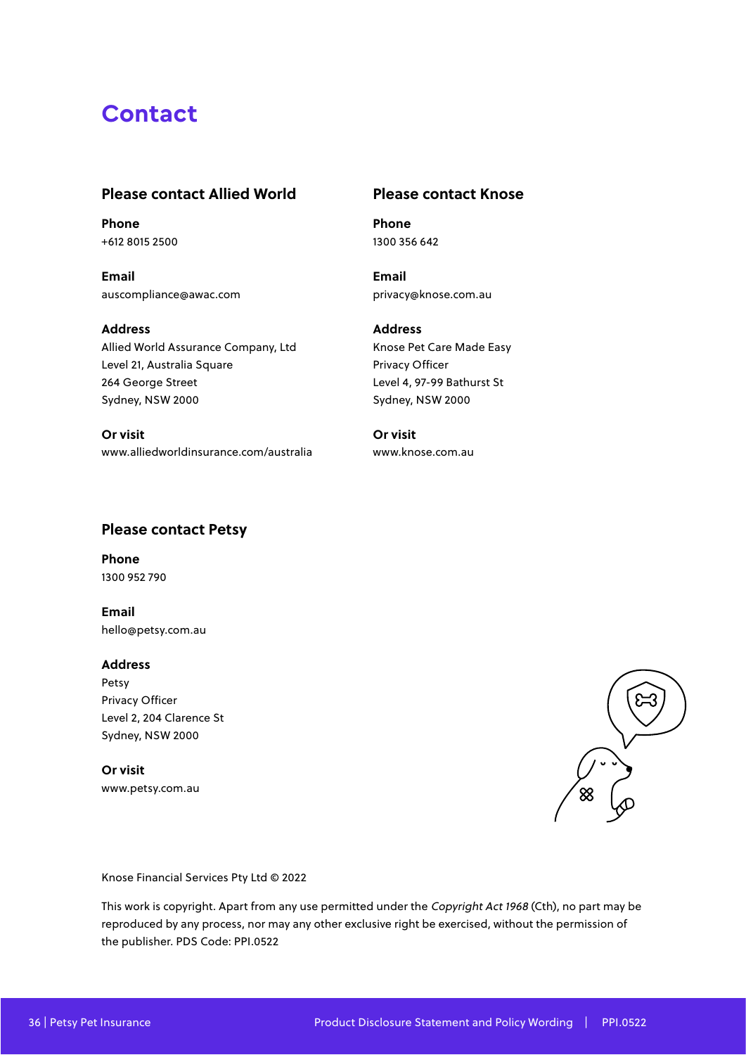# Contact

## Please contact Allied World

**Phone**
+612 8015 2500

**Email**
auscompliance@awac.com

**Address**
Allied World Assurance Company, Ltd
Level 21, Australia Square
264 George Street
Sydney, NSW 2000

**Or visit**
www.alliedworldinsurance.com/australia

## Please contact Knose

**Phone**
1300 356 642

**Email**
privacy@knose.com.au

**Address**
Knose Pet Care Made Easy
Privacy Officer
Level 4, 97-99 Bathurst St
Sydney, NSW 2000

**Or visit**
www.knose.com.au

## Please contact Petsy

**Phone**
1300 952 790

**Email**
hello@petsy.com.au

**Address**
Petsy
Privacy Officer
Level 2, 204 Clarence St
Sydney, NSW 2000

**Or visit**
www.petsy.com.au

Knose Financial Services Pty Ltd © 2022

This work is copyright. Apart from any use permitted under the *Copyright Act 1968* (Cth), no part may be reproduced by any process, nor may any other exclusive right be exercised, without the permission of the publisher. PDS Code: PPI.0522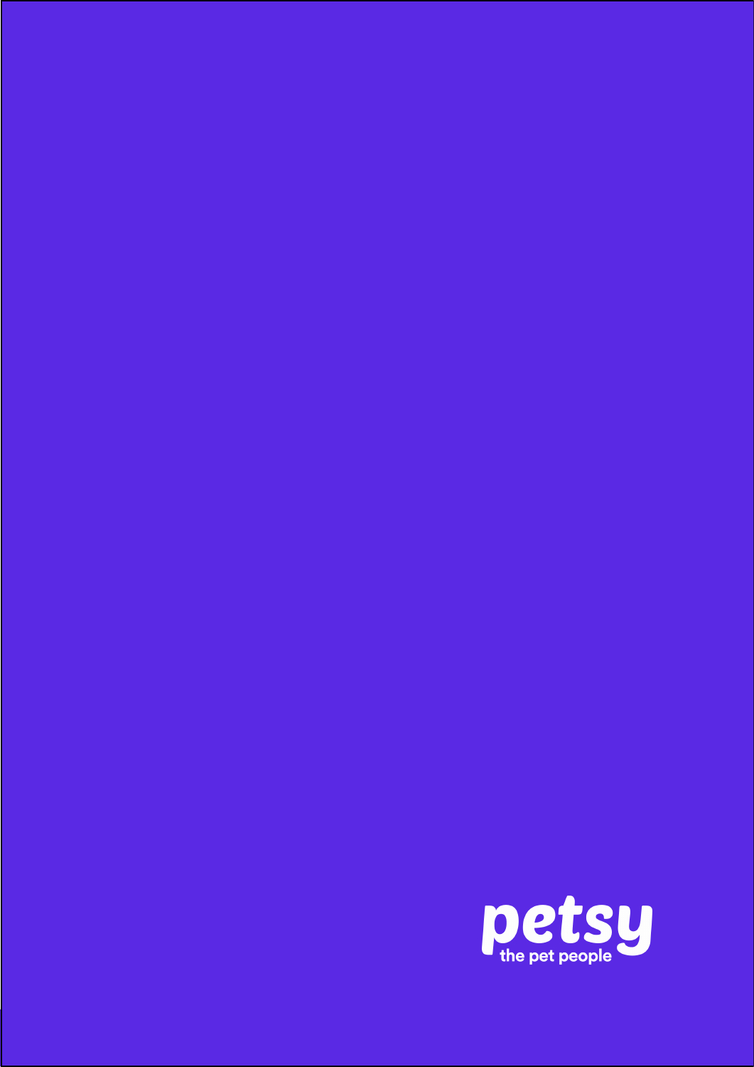petsy

the pet people